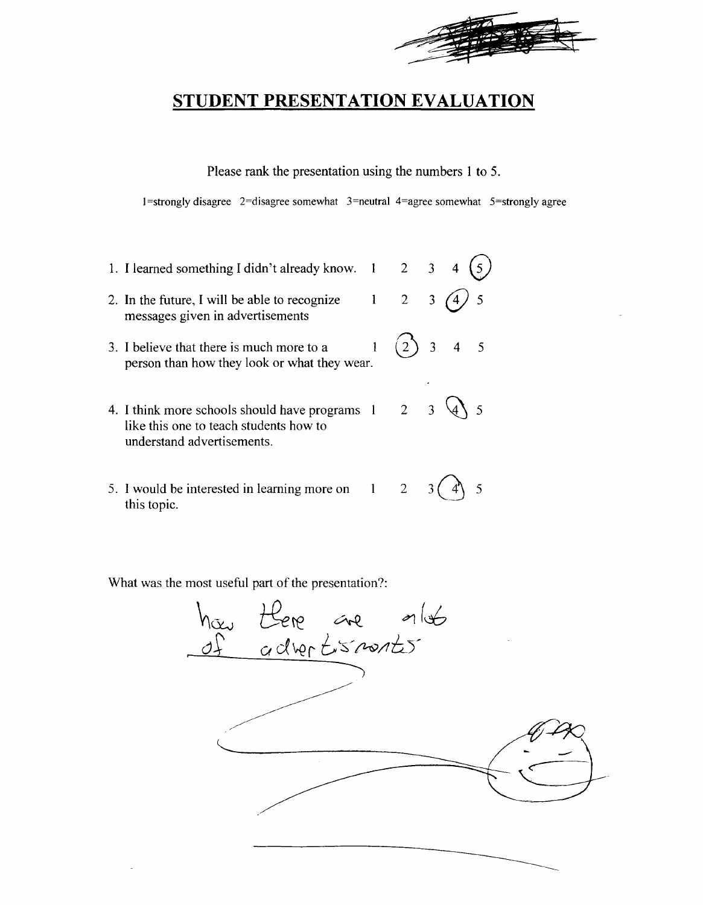# STUDENT PRESENTATION EVALUATION

Please rank the presentation using the numbers 1 to 5.

1=strongly disagree 2=disagree somewhat 3=neutral 4=agree somewhat 5=strongly agree

| Statement | 1 | 2 | 3 | 4 | 5 |
|---|---|---|---|---|---|
| 1. I learned something I didn't already know. | 1 | 2 | 3 | 4 | (5) |
| 2. In the future, I will be able to recognize messages given in advertisements | 1 | 2 | 3 | (4) | 5 |
| 3. I believe that there is much more to a person than how they look or what they wear. | 1 | (2) | 3 | 4 | 5 |
| 4. I think more schools should have programs like this one to teach students how to understand advertisements. | 1 | 2 | 3 | (4) | 5 |
| 5. I would be interested in learning more on this topic. | 1 | 2 | 3 | (4) | 5 |

What was the most useful part of the presentation?:

how there are alot of advertisments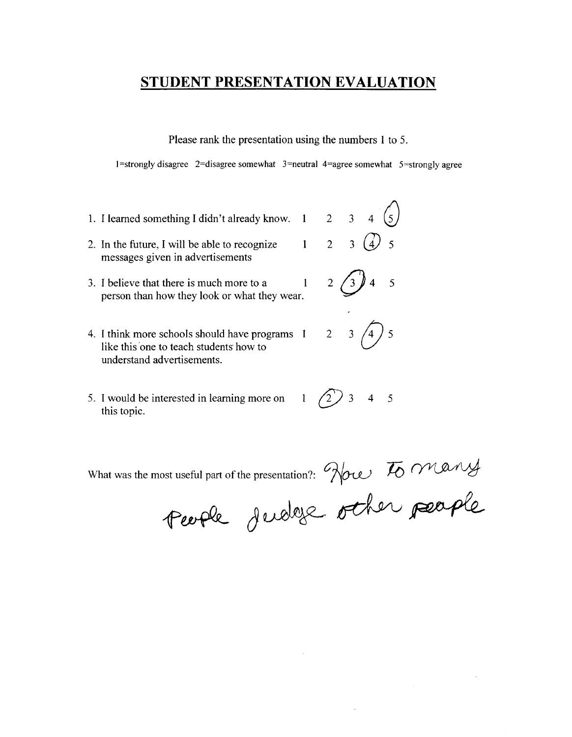# STUDENT PRESENTATION EVALUATION

Please rank the presentation using the numbers 1 to 5.

1=strongly disagree 2=disagree somewhat 3=neutral 4=agree somewhat 5=strongly agree

1. I learned something I didn't already know. 1 2 3 4 (5)
2. In the future, I will be able to recognize messages given in advertisements 1 2 3 (4) 5
3. I believe that there is much more to a person than how they look or what they wear. 1 2 (3) 4 5
4. I think more schools should have programs like this one to teach students how to understand advertisements. 1 2 3 (4) 5
5. I would be interested in learning more on this topic. 1 (2) 3 4 5

What was the most useful part of the presentation?: How to many people judge other people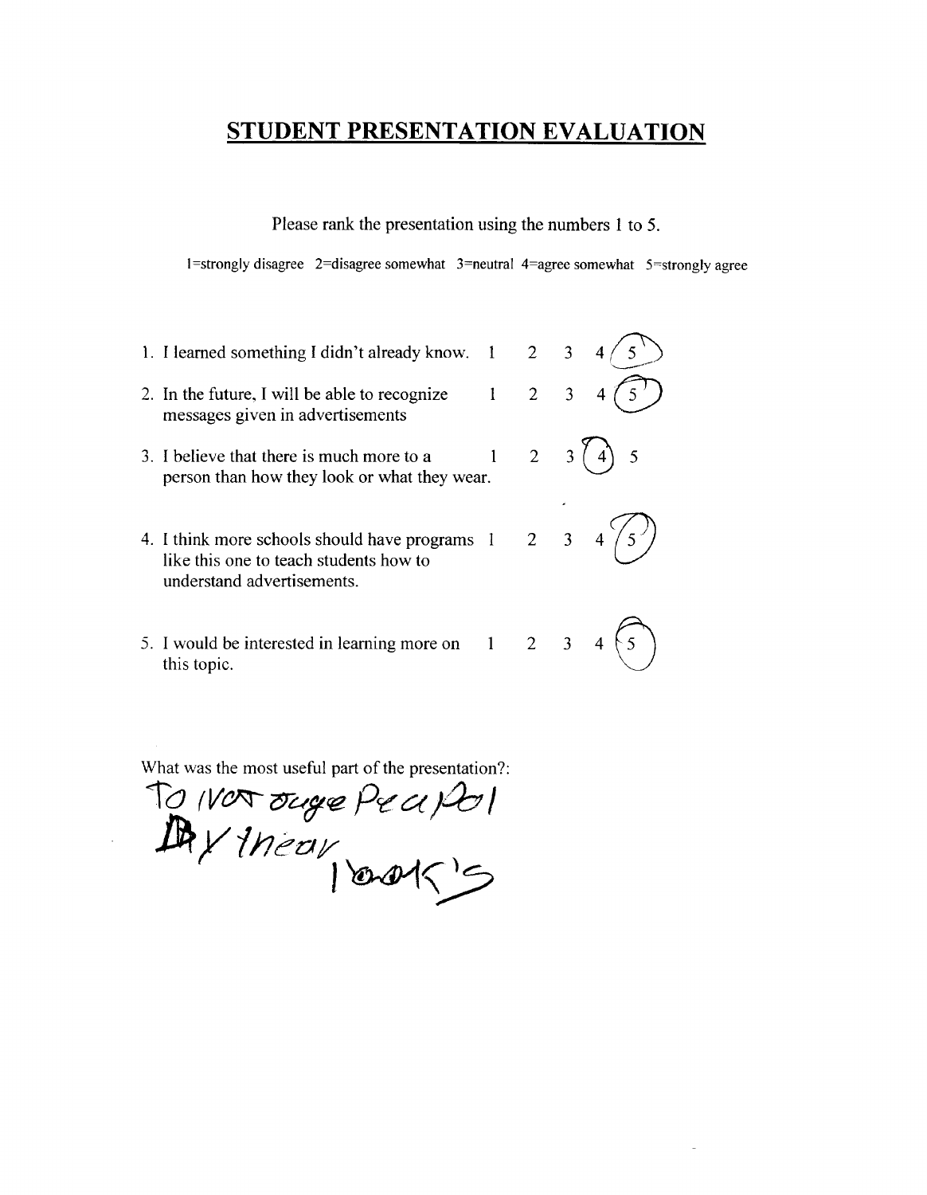# STUDENT PRESENTATION EVALUATION

Please rank the presentation using the numbers 1 to 5.

1=strongly disagree 2=disagree somewhat 3=neutral 4=agree somewhat 5=strongly agree

1. I learned something I didn't already know. 1 2 3 4 (5)
2. In the future, I will be able to recognize messages given in advertisements 1 2 3 4 (5)
3. I believe that there is much more to a person than how they look or what they wear. 1 2 3 (4) 5
4. I think more schools should have programs like this one to teach students how to understand advertisements. 1 2 3 4 (5)
5. I would be interested in learning more on this topic. 1 2 3 4 (5)

What was the most useful part of the presentation?:

To not juge Peapol By thear looks's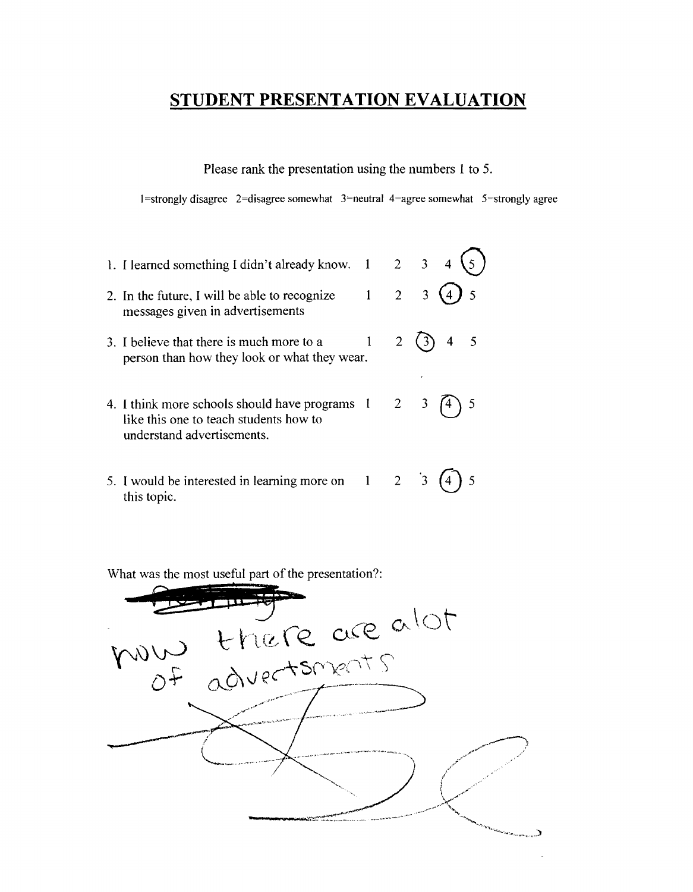# STUDENT PRESENTATION EVALUATION

Please rank the presentation using the numbers 1 to 5.

1=strongly disagree 2=disagree somewhat 3=neutral 4=agree somewhat 5=strongly agree

| Statement | 1 | 2 | 3 | 4 | 5 |
|---|---|---|---|---|---|
| 1. I learned something I didn't already know. | 1 | 2 | 3 | 4 | (5) |
| 2. In the future, I will be able to recognize messages given in advertisements | 1 | 2 | 3 | (4) | 5 |
| 3. I believe that there is much more to a person than how they look or what they wear. | 1 | 2 | (3) | 4 | 5 |
| 4. I think more schools should have programs like this one to teach students how to understand advertisements. | 1 | 2 | 3 | (4) | 5 |
| 5. I would be interested in learning more on this topic. | 1 | 2 | 3 | (4) | 5 |

What was the most useful part of the presentation?:

~~[scribbled out]~~

now there are alot of advertsments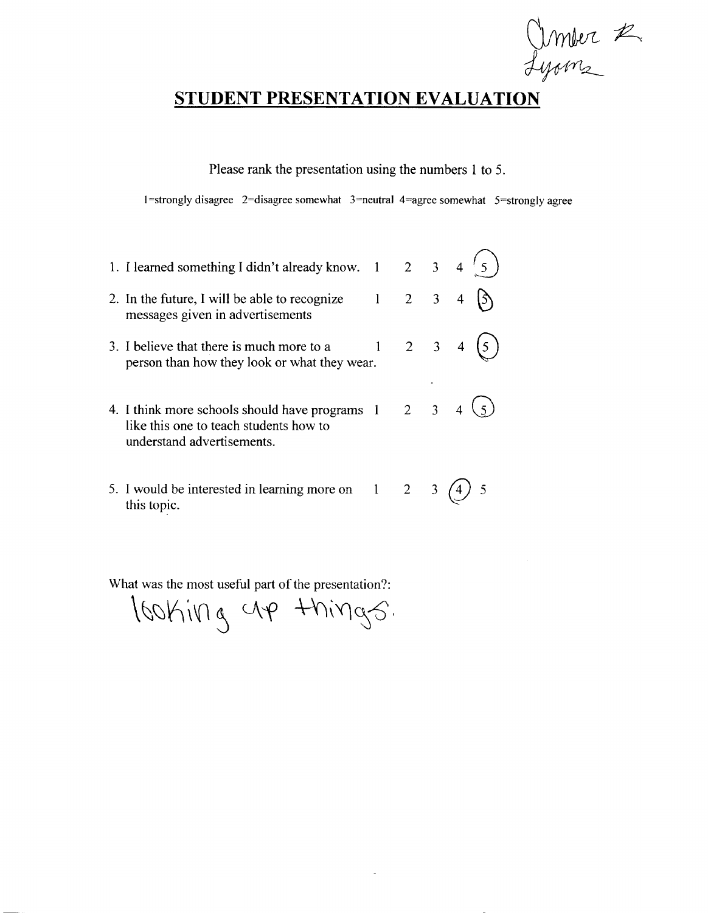Amber R. Lyons

## STUDENT PRESENTATION EVALUATION

Please rank the presentation using the numbers 1 to 5.

1=strongly disagree 2=disagree somewhat 3=neutral 4=agree somewhat 5=strongly agree

| Statement | 1 | 2 | 3 | 4 | 5 |
|---|---|---|---|---|---|
| 1. I learned something I didn't already know. | 1 | 2 | 3 | 4 | (5) |
| 2. In the future, I will be able to recognize messages given in advertisements | 1 | 2 | 3 | 4 | (5) |
| 3. I believe that there is much more to a person than how they look or what they wear. | 1 | 2 | 3 | 4 | (5) |
| 4. I think more schools should have programs like this one to teach students how to understand advertisements. | 1 | 2 | 3 | 4 | (5) |
| 5. I would be interested in learning more on this topic. | 1 | 2 | 3 | (4) | 5 |

What was the most useful part of the presentation?:

looking up things.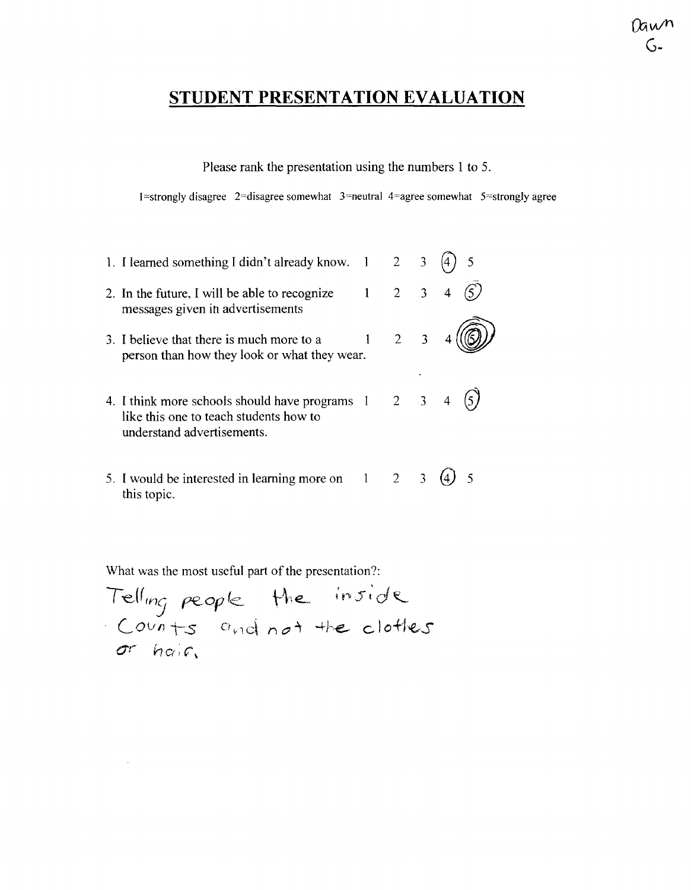Dawn G.

# STUDENT PRESENTATION EVALUATION

Please rank the presentation using the numbers 1 to 5.

1=strongly disagree 2=disagree somewhat 3=neutral 4=agree somewhat 5=strongly agree

| Statement | | | | | |
|---|---|---|---|---|---|
| 1. I learned something I didn't already know. | 1 | 2 | 3 | (4) | 5 |
| 2. In the future, I will be able to recognize messages given in advertisements | 1 | 2 | 3 | 4 | (5) |
| 3. I believe that there is much more to a person than how they look or what they wear. | 1 | 2 | 3 | 4 | (5) |
| 4. I think more schools should have programs like this one to teach students how to understand advertisements. | 1 | 2 | 3 | 4 | (5) |
| 5. I would be interested in learning more on this topic. | 1 | 2 | 3 | (4) | 5 |

What was the most useful part of the presentation?:

Telling people the inside counts and not the clothes or hair.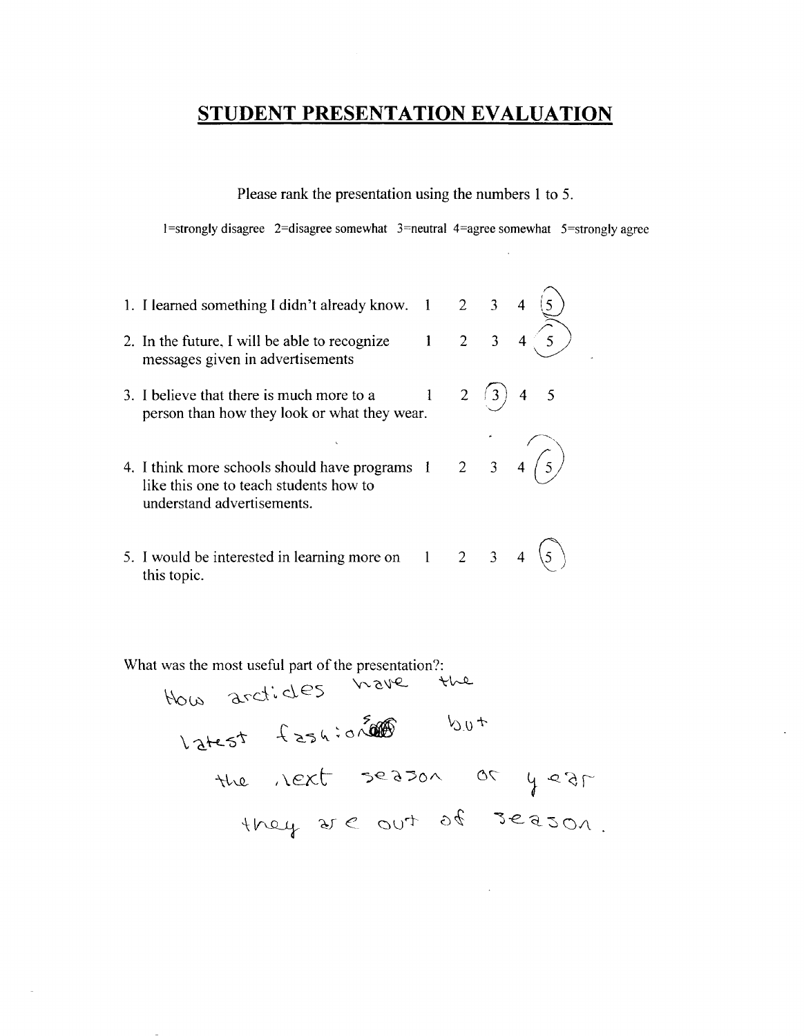# STUDENT PRESENTATION EVALUATION

Please rank the presentation using the numbers 1 to 5.

1=strongly disagree 2=disagree somewhat 3=neutral 4=agree somewhat 5=strongly agree

| Statement | 1 | 2 | 3 | 4 | 5 |
|---|---|---|---|---|---|
| 1. I learned something I didn't already know. | 1 | 2 | 3 | 4 | (5) |
| 2. In the future, I will be able to recognize messages given in advertisements | 1 | 2 | 3 | 4 | (5) |
| 3. I believe that there is much more to a person than how they look or what they wear. | 1 | 2 | (3) | 4 | 5 |
| 4. I think more schools should have programs like this one to teach students how to understand advertisements. | 1 | 2 | 3 | 4 | (5) |
| 5. I would be interested in learning more on this topic. | 1 | 2 | 3 | 4 | (5) |

What was the most useful part of the presentation?:

How articles have the latest fashions but the next season or year they are out of season.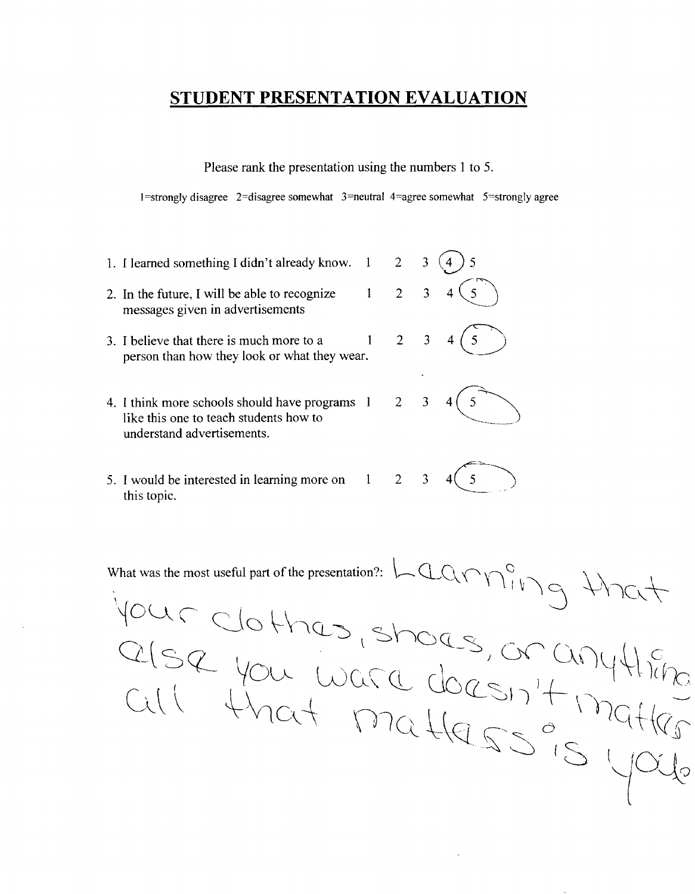# STUDENT PRESENTATION EVALUATION

Please rank the presentation using the numbers 1 to 5.

1=strongly disagree 2=disagree somewhat 3=neutral 4=agree somewhat 5=strongly agree

| Statement | 1 | 2 | 3 | 4 | 5 |
|---|---|---|---|---|---|
| 1. I learned something I didn't already know. | 1 | 2 | 3 | (4) | 5 |
| 2. In the future, I will be able to recognize messages given in advertisements | 1 | 2 | 3 | 4 | (5) |
| 3. I believe that there is much more to a person than how they look or what they wear. | 1 | 2 | 3 | 4 | (5) |
| 4. I think more schools should have programs like this one to teach students how to understand advertisements. | 1 | 2 | 3 | 4 | (5) |
| 5. I would be interested in learning more on this topic. | 1 | 2 | 3 | 4 | (5) |

What was the most useful part of the presentation?: Learning that your clothes, shoes, or anything else you ware doesn't matter all that matters is you.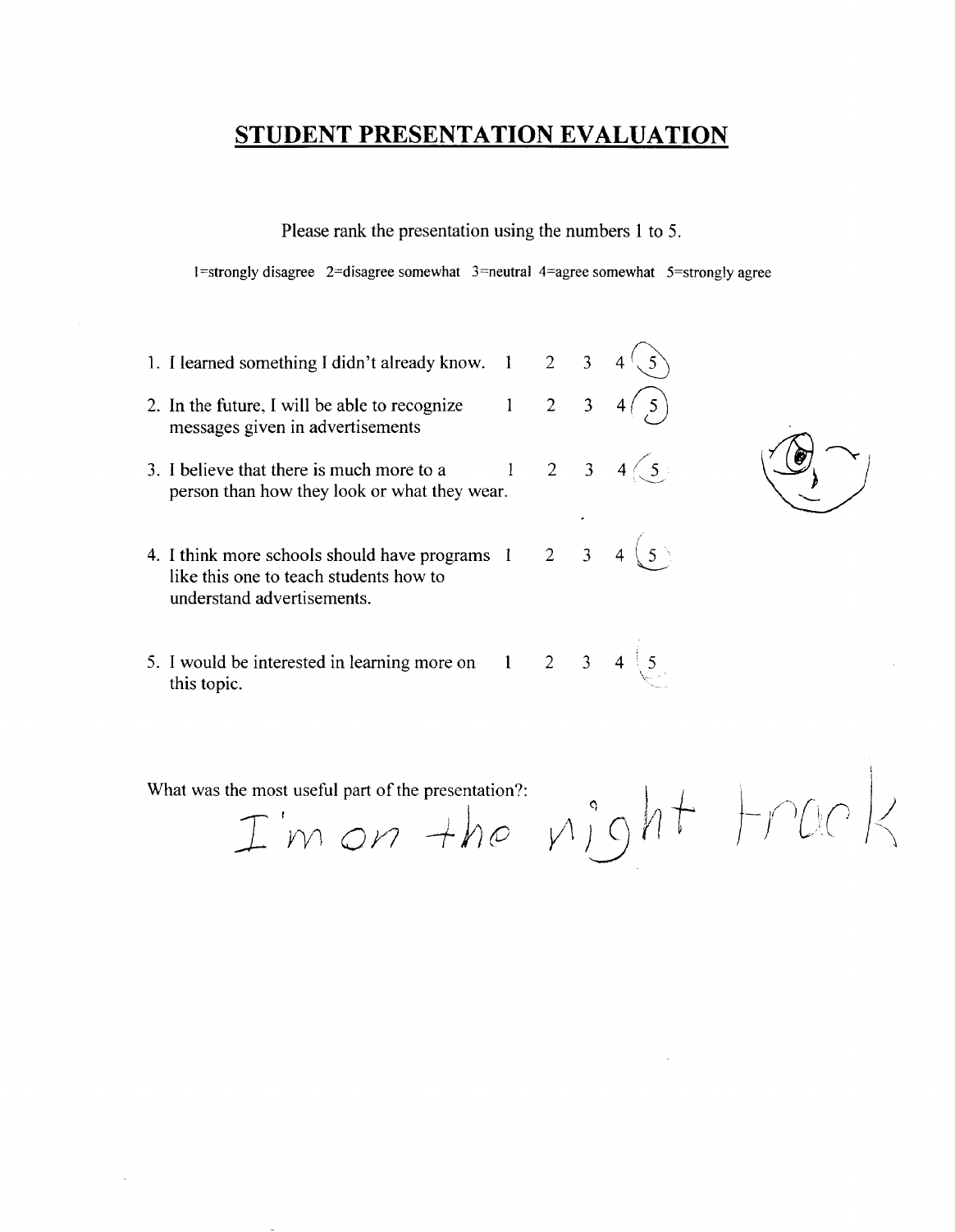# STUDENT PRESENTATION EVALUATION

Please rank the presentation using the numbers 1 to 5.

1=strongly disagree 2=disagree somewhat 3=neutral 4=agree somewhat 5=strongly agree

| Statement | | | | | |
|---|---|---|---|---|---|
| 1. I learned something I didn't already know. | 1 | 2 | 3 | 4 | (5) |
| 2. In the future, I will be able to recognize messages given in advertisements | 1 | 2 | 3 | 4 | (5) |
| 3. I believe that there is much more to a person than how they look or what they wear. | 1 | 2 | 3 | 4 | (5) |
| 4. I think more schools should have programs like this one to teach students how to understand advertisements. | 1 | 2 | 3 | 4 | (5) |
| 5. I would be interested in learning more on this topic. | 1 | 2 | 3 | 4 | (5) |

What was the most useful part of the presentation?: I'm on the right track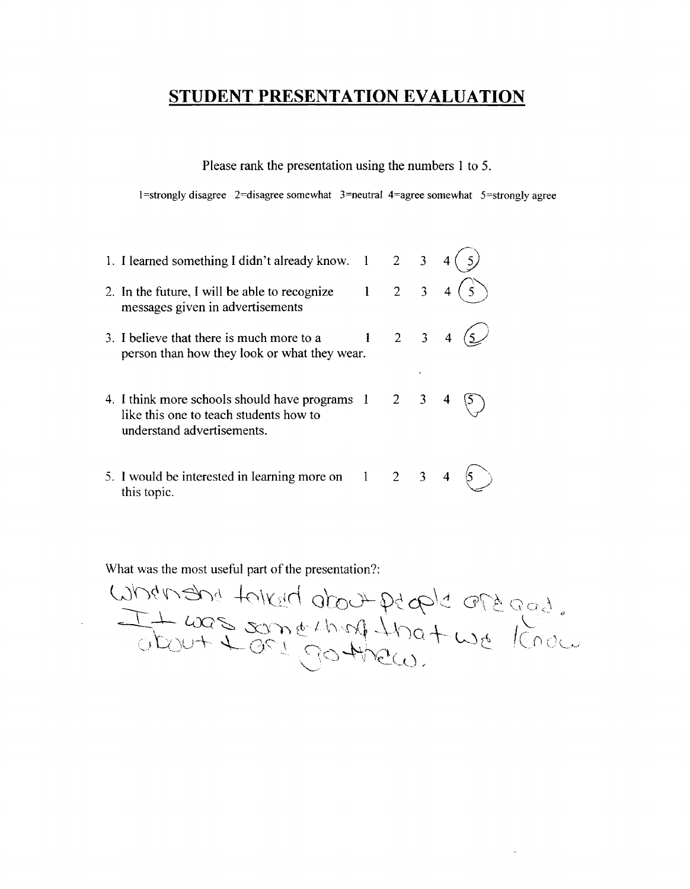# STUDENT PRESENTATION EVALUATION

Please rank the presentation using the numbers 1 to 5.

1=strongly disagree 2=disagree somewhat 3=neutral 4=agree somewhat 5=strongly agree

| Statement | | | | | |
|---|---|---|---|---|---|
| 1. I learned something I didn't already know. | 1 | 2 | 3 | 4 | (5) |
| 2. In the future, I will be able to recognize messages given in advertisements | 1 | 2 | 3 | 4 | (5) |
| 3. I believe that there is much more to a person than how they look or what they wear. | 1 | 2 | 3 | 4 | (5) |
| 4. I think more schools should have programs like this one to teach students how to understand advertisements. | 1 | 2 | 3 | 4 | (5) |
| 5. I would be interested in learning more on this topic. | 1 | 2 | 3 | 4 | (5) |

What was the most useful part of the presentation?:

When she talked about people are good. It was something that we know about & are gothew.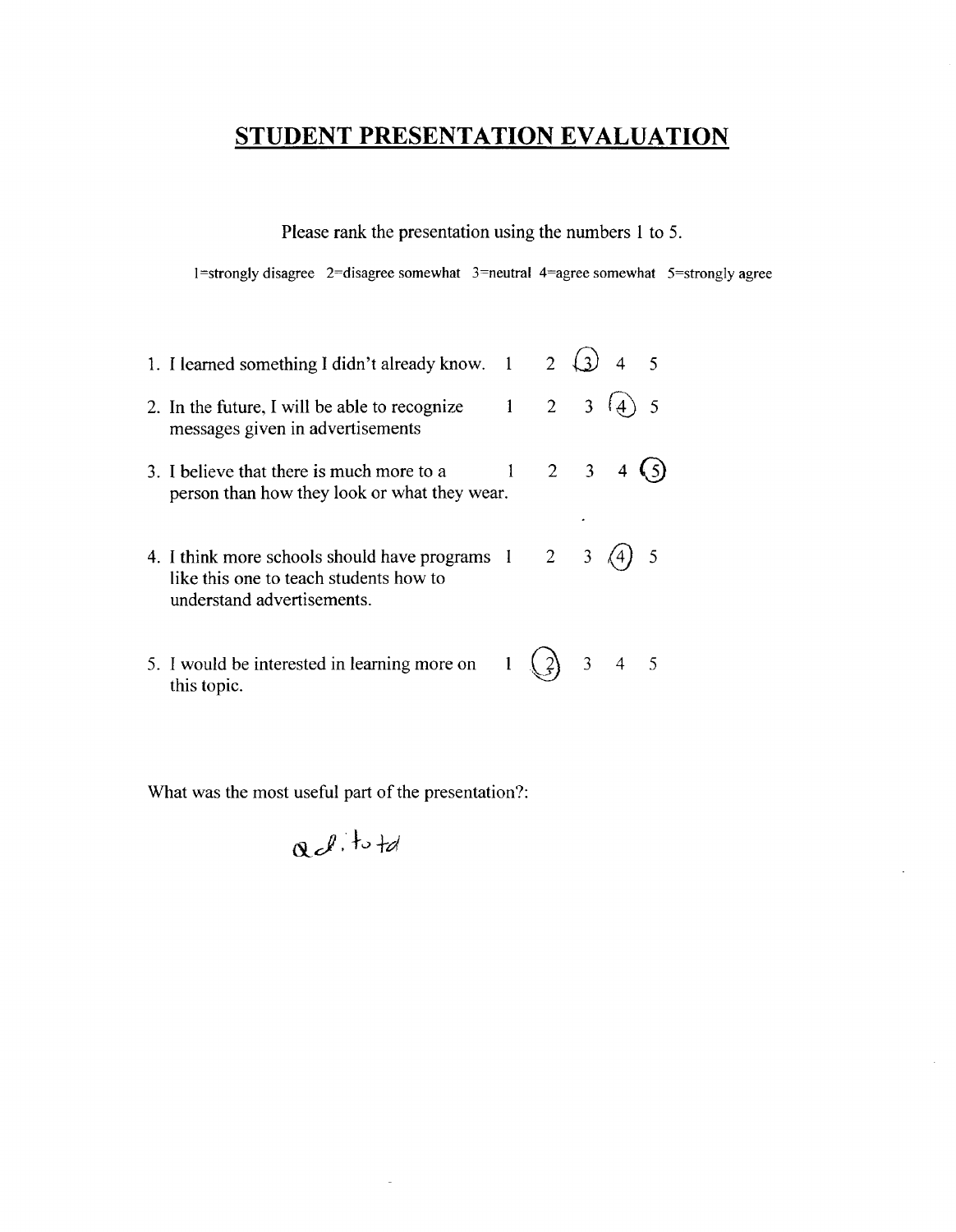# STUDENT PRESENTATION EVALUATION

Please rank the presentation using the numbers 1 to 5.

1=strongly disagree 2=disagree somewhat 3=neutral 4=agree somewhat 5=strongly agree

| Statement | | | | | |
|---|---|---|---|---|---|
| 1. I learned something I didn't already know. | 1 | 2 | (3) | 4 | 5 |
| 2. In the future, I will be able to recognize messages given in advertisements | 1 | 2 | 3 | (4) | 5 |
| 3. I believe that there is much more to a person than how they look or what they wear. | 1 | 2 | 3 | 4 | (5) |
| 4. I think more schools should have programs like this one to teach students how to understand advertisements. | 1 | 2 | 3 | (4) | 5 |
| 5. I would be interested in learning more on this topic. | 1 | (2) | 3 | 4 | 5 |

What was the most useful part of the presentation?:

ad. to td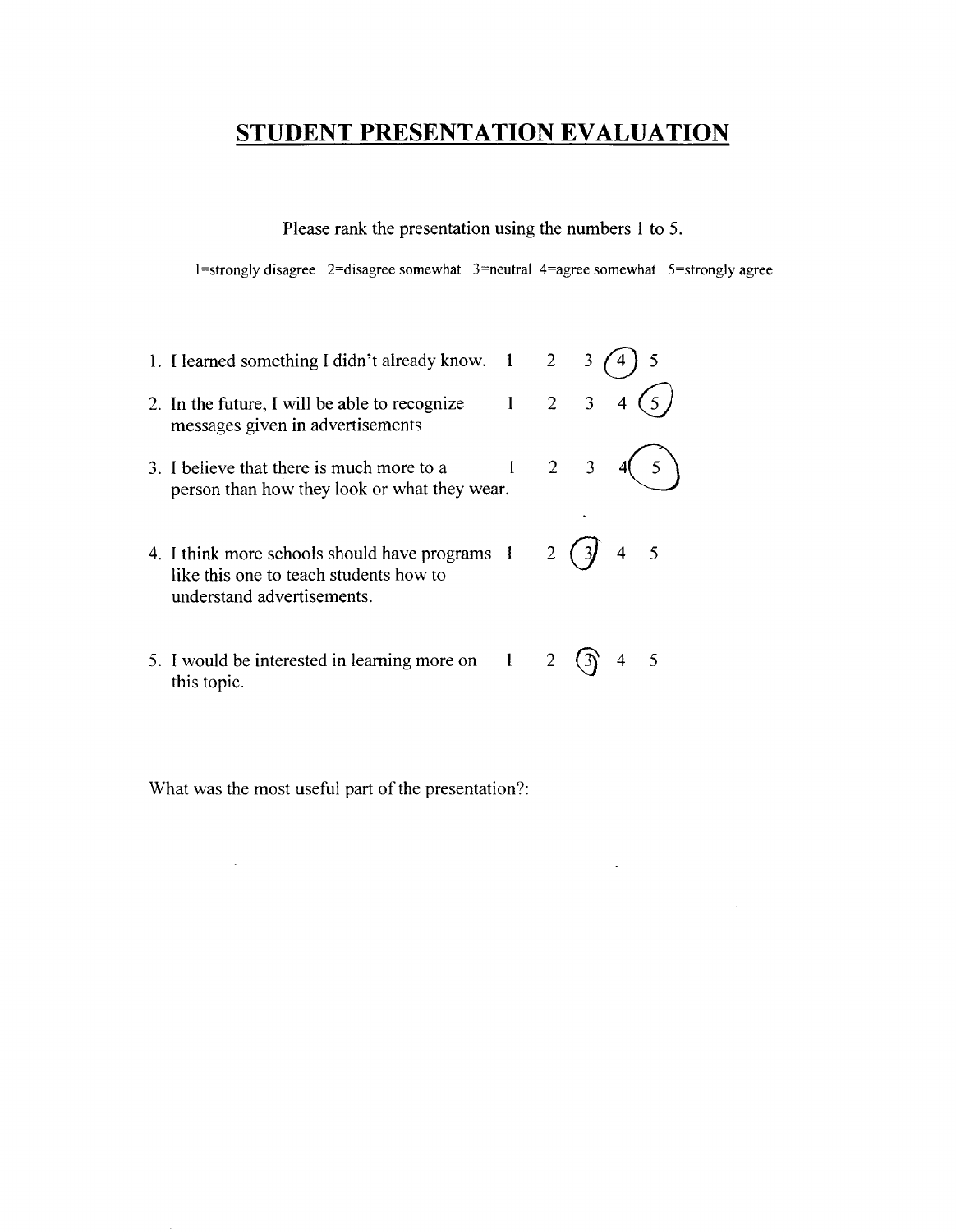# STUDENT PRESENTATION EVALUATION

Please rank the presentation using the numbers 1 to 5.

1=strongly disagree 2=disagree somewhat 3=neutral 4=agree somewhat 5=strongly agree

| Statement | | | | | |
|---|---|---|---|---|---|
| 1. I learned something I didn't already know. | 1 | 2 | 3 | (4) | 5 |
| 2. In the future, I will be able to recognize messages given in advertisements | 1 | 2 | 3 | 4 | (5) |
| 3. I believe that there is much more to a person than how they look or what they wear. | 1 | 2 | 3 | 4 | (5) |
| 4. I think more schools should have programs like this one to teach students how to understand advertisements. | 1 | 2 | (3) | 4 | 5 |
| 5. I would be interested in learning more on this topic. | 1 | 2 | (3) | 4 | 5 |

What was the most useful part of the presentation?: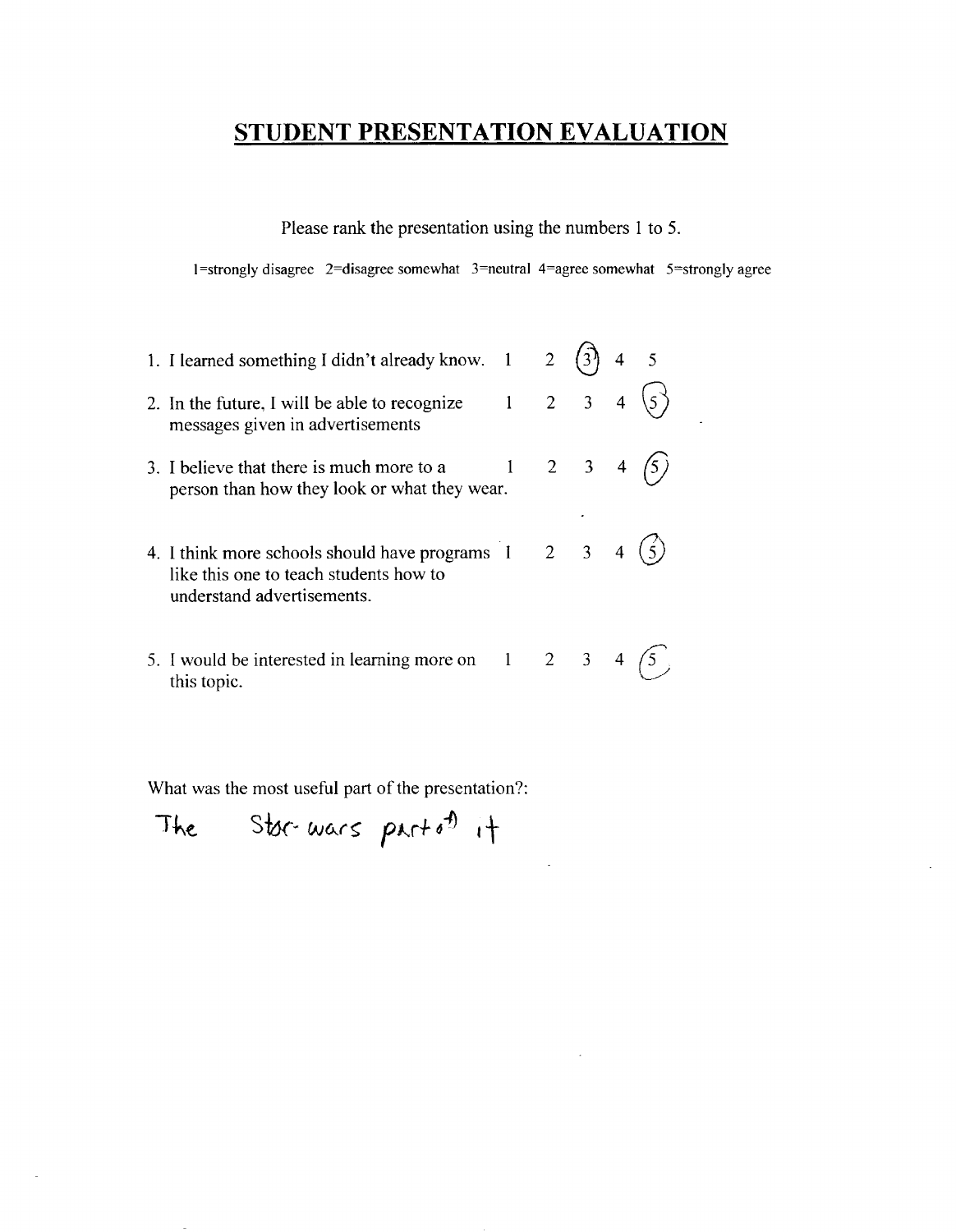# STUDENT PRESENTATION EVALUATION

Please rank the presentation using the numbers 1 to 5.

1=strongly disagree 2=disagree somewhat 3=neutral 4=agree somewhat 5=strongly agree

| Statement | | | | | |
|---|---|---|---|---|---|
| 1. I learned something I didn't already know. | 1 | 2 | (3) | 4 | 5 |
| 2. In the future, I will be able to recognize messages given in advertisements | 1 | 2 | 3 | 4 | (5) |
| 3. I believe that there is much more to a person than how they look or what they wear. | 1 | 2 | 3 | 4 | (5) |
| 4. I think more schools should have programs like this one to teach students how to understand advertisements. | 1 | 2 | 3 | 4 | (5) |
| 5. I would be interested in learning more on this topic. | 1 | 2 | 3 | 4 | (5) |

What was the most useful part of the presentation?:

The Star-wars part of it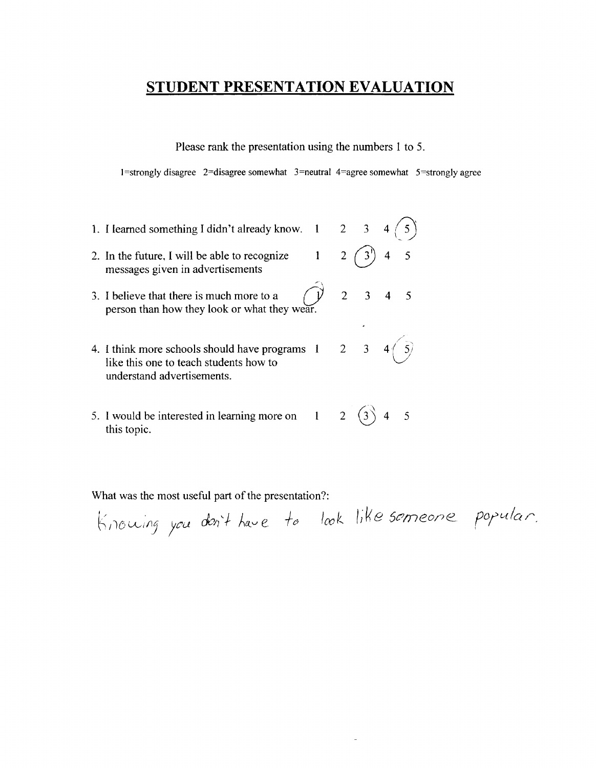# STUDENT PRESENTATION EVALUATION

Please rank the presentation using the numbers 1 to 5.

1=strongly disagree 2=disagree somewhat 3=neutral 4=agree somewhat 5=strongly agree

| Statement | | | | | |
|---|---|---|---|---|---|
| 1. I learned something I didn't already know. | 1 | 2 | 3 | 4 | (5) |
| 2. In the future, I will be able to recognize messages given in advertisements | 1 | 2 | (3) | 4 | 5 |
| 3. I believe that there is much more to a person than how they look or what they wear. | (1) | 2 | 3 | 4 | 5 |
| 4. I think more schools should have programs like this one to teach students how to understand advertisements. | 1 | 2 | 3 | 4 | (5) |
| 5. I would be interested in learning more on this topic. | 1 | 2 | (3) | 4 | 5 |

What was the most useful part of the presentation?:

Knowing you don't have to look like someone popular.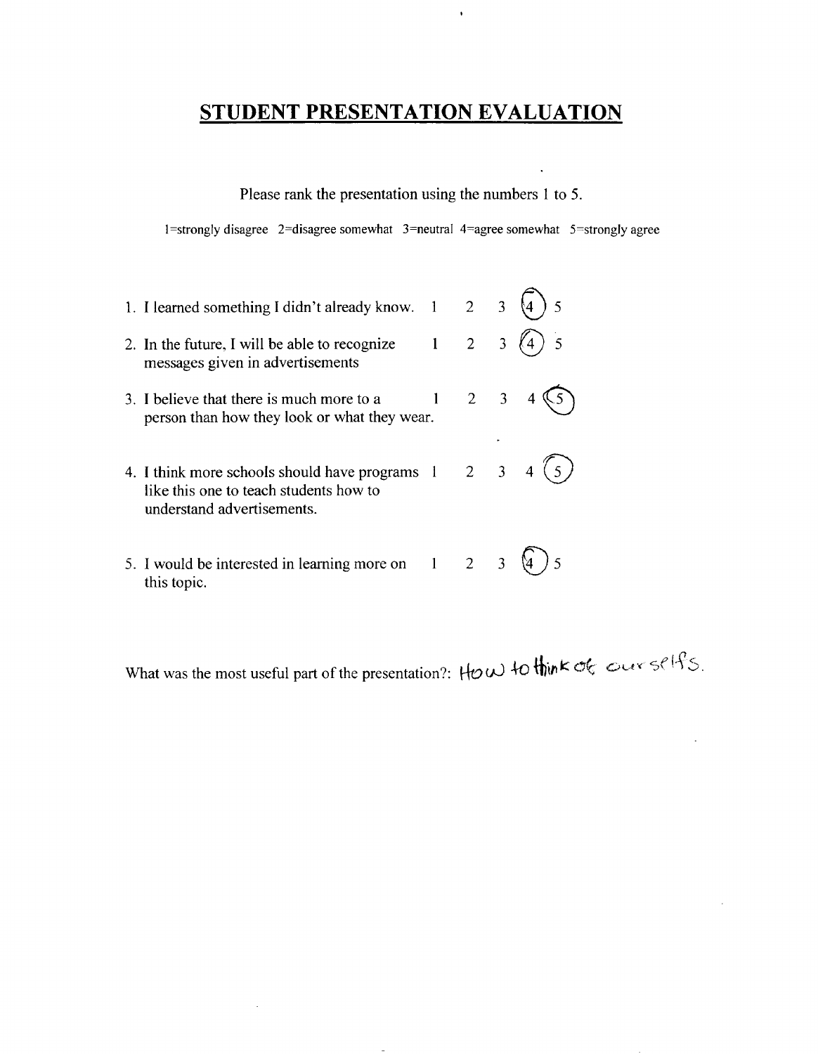# STUDENT PRESENTATION EVALUATION

Please rank the presentation using the numbers 1 to 5.

1=strongly disagree 2=disagree somewhat 3=neutral 4=agree somewhat 5=strongly agree

| Statement | | | | | |
|---|---|---|---|---|---|
| 1. I learned something I didn't already know. | 1 | 2 | 3 | (4) | 5 |
| 2. In the future, I will be able to recognize messages given in advertisements | 1 | 2 | 3 | (4) | 5 |
| 3. I believe that there is much more to a person than how they look or what they wear. | 1 | 2 | 3 | 4 | (5) |
| 4. I think more schools should have programs like this one to teach students how to understand advertisements. | 1 | 2 | 3 | 4 | (5) |
| 5. I would be interested in learning more on this topic. | 1 | 2 | 3 | (4) | 5 |

What was the most useful part of the presentation?: How to think of ourselfs.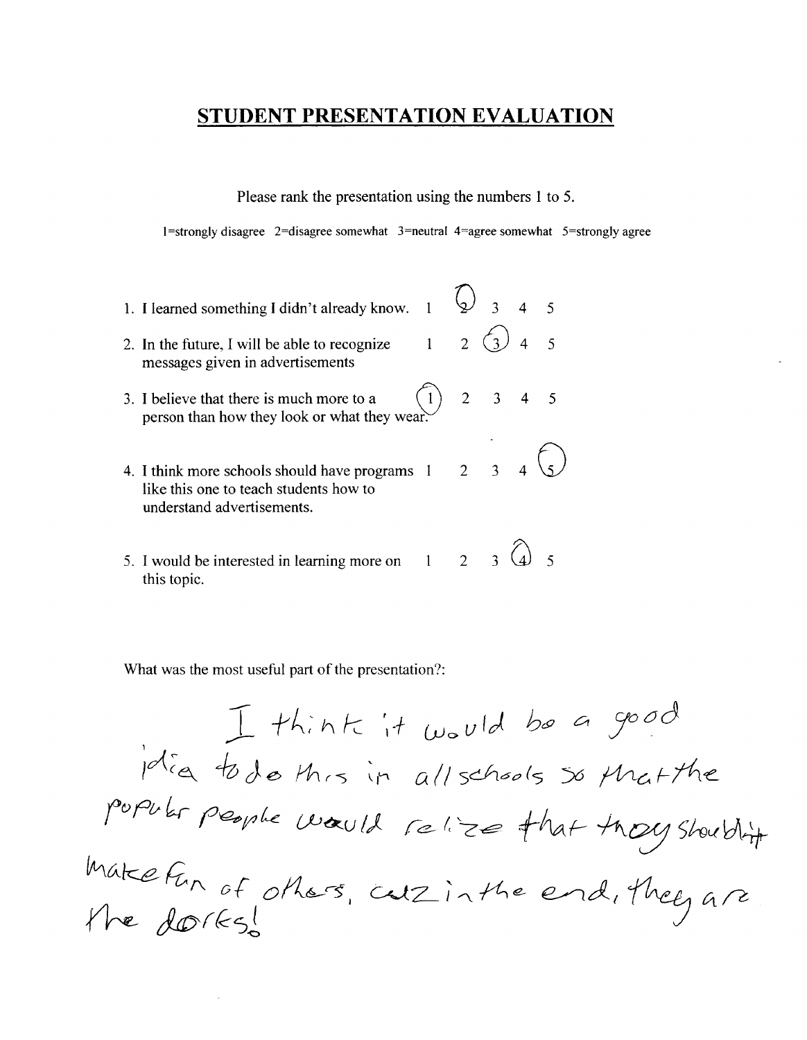## STUDENT PRESENTATION EVALUATION

Please rank the presentation using the numbers 1 to 5.

1=strongly disagree 2=disagree somewhat 3=neutral 4=agree somewhat 5=strongly agree

| Statement | | | | | |
|---|---|---|---|---|---|
| 1. I learned something I didn't already know. | 1 | (2) | 3 | 4 | 5 |
| 2. In the future, I will be able to recognize messages given in advertisements | 1 | 2 | (3) | 4 | 5 |
| 3. I believe that there is much more to a person than how they look or what they wear. | (1) | 2 | 3 | 4 | 5 |
| 4. I think more schools should have programs like this one to teach students how to understand advertisements. | 1 | 2 | 3 | 4 | (5) |
| 5. I would be interested in learning more on this topic. | 1 | 2 | 3 | (4) | 5 |

What was the most useful part of the presentation?:

I think it would be a good idia to do this in all schools so that the populr people would relize that they shouldn't make fun of others, cuz in the end, they are the dorks!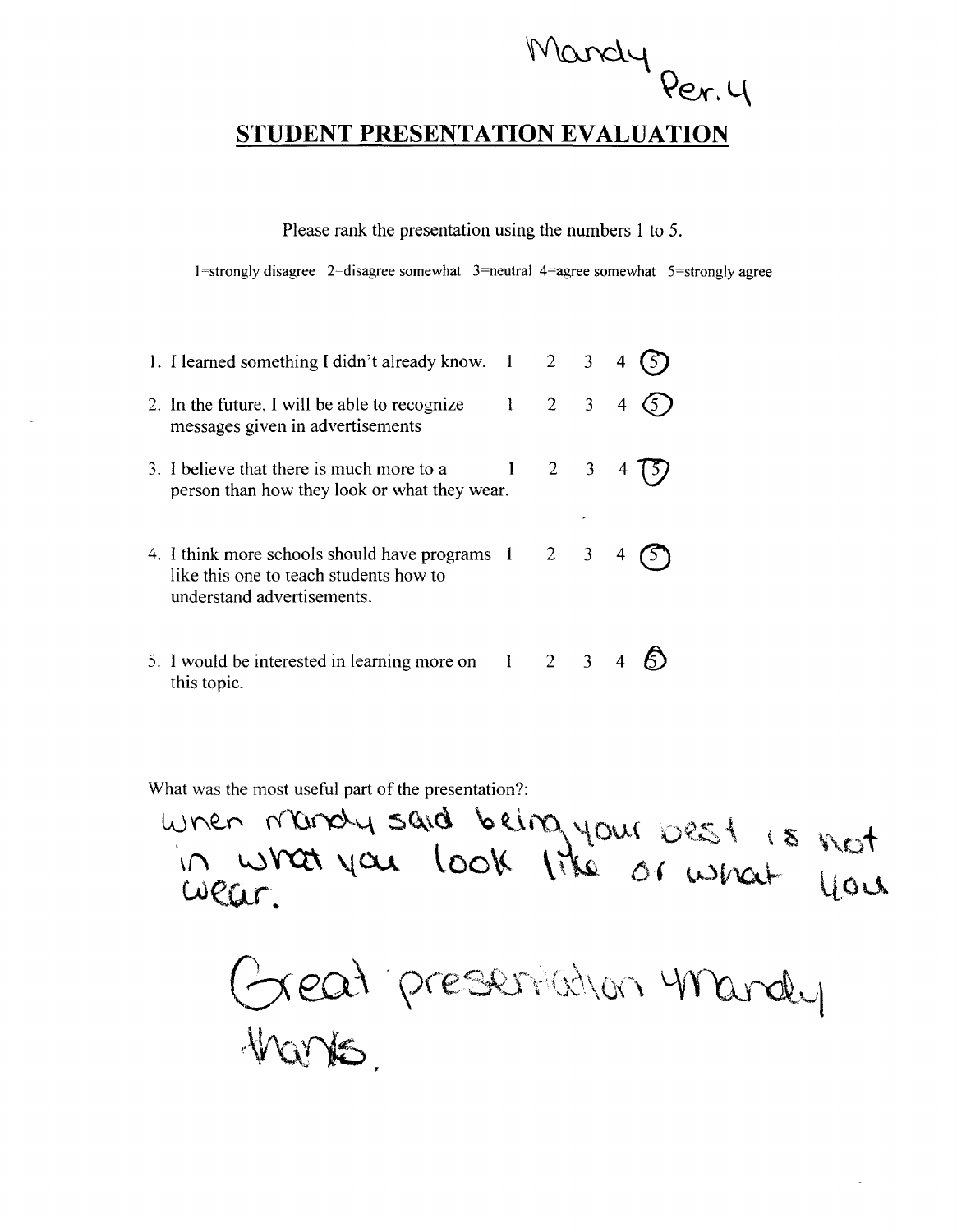Mandy
Per. 4

# STUDENT PRESENTATION EVALUATION

Please rank the presentation using the numbers 1 to 5.

1=strongly disagree 2=disagree somewhat 3=neutral 4=agree somewhat 5=strongly agree

| Statement | 1 | 2 | 3 | 4 | 5 |
|---|---|---|---|---|---|
| 1. I learned something I didn't already know. | 1 | 2 | 3 | 4 | (5) |
| 2. In the future, I will be able to recognize messages given in advertisements | 1 | 2 | 3 | 4 | (5) |
| 3. I believe that there is much more to a person than how they look or what they wear. | 1 | 2 | 3 | 4 | (5) |
| 4. I think more schools should have programs like this one to teach students how to understand advertisements. | 1 | 2 | 3 | 4 | (5) |
| 5. I would be interested in learning more on this topic. | 1 | 2 | 3 | 4 | (5) |

What was the most useful part of the presentation?:

When Mandy said being your best is not in what you look like or what you wear.

Great presentation Mandy thanks.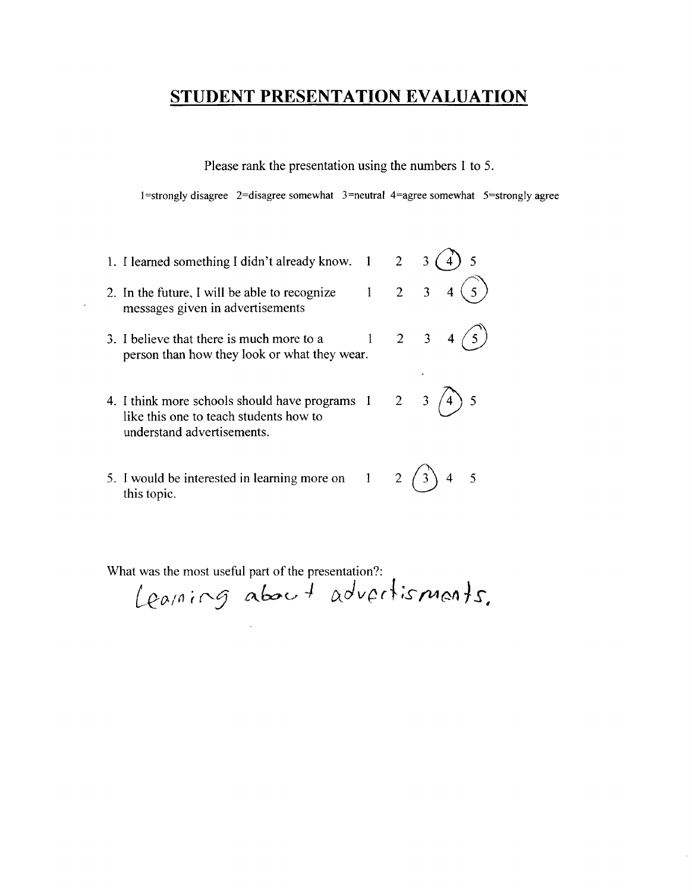# STUDENT PRESENTATION EVALUATION

Please rank the presentation using the numbers 1 to 5.

1=strongly disagree 2=disagree somewhat 3=neutral 4=agree somewhat 5=strongly agree

| Statement | 1 | 2 | 3 | 4 | 5 |
|---|---|---|---|---|---|
| 1. I learned something I didn't already know. | 1 | 2 | 3 | (4) | 5 |
| 2. In the future, I will be able to recognize messages given in advertisements | 1 | 2 | 3 | 4 | (5) |
| 3. I believe that there is much more to a person than how they look or what they wear. | 1 | 2 | 3 | 4 | (5) |
| 4. I think more schools should have programs like this one to teach students how to understand advertisements. | 1 | 2 | 3 | (4) | 5 |
| 5. I would be interested in learning more on this topic. | 1 | 2 | (3) | 4 | 5 |

What was the most useful part of the presentation?:

Leaning about advertisments.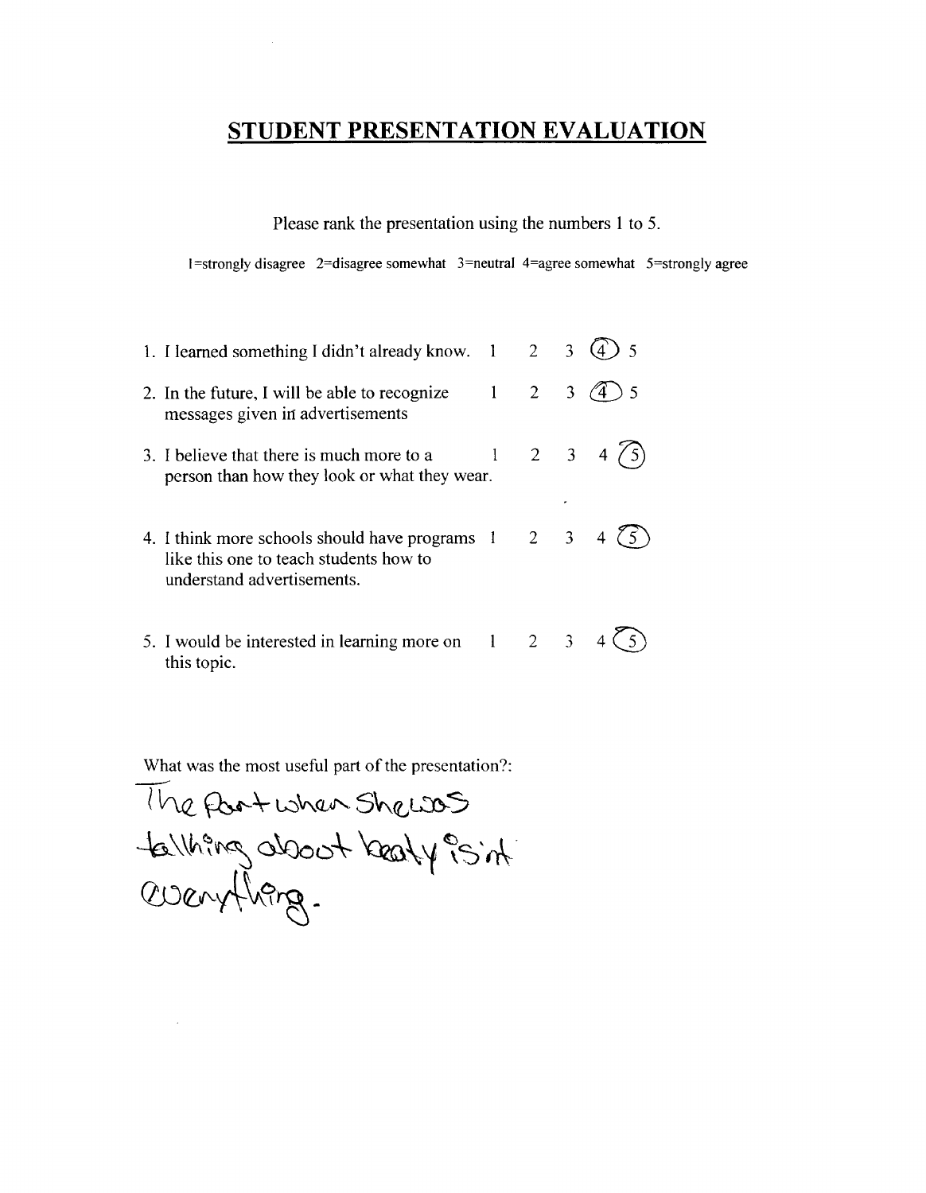# STUDENT PRESENTATION EVALUATION

Please rank the presentation using the numbers 1 to 5.

1=strongly disagree 2=disagree somewhat 3=neutral 4=agree somewhat 5=strongly agree

| Statement | 1 | 2 | 3 | 4 | 5 |
|---|---|---|---|---|---|
| 1. I learned something I didn't already know. | 1 | 2 | 3 | (4) | 5 |
| 2. In the future, I will be able to recognize messages given in advertisements | 1 | 2 | 3 | (4) | 5 |
| 3. I believe that there is much more to a person than how they look or what they wear. | 1 | 2 | 3 | 4 | (5) |
| 4. I think more schools should have programs like this one to teach students how to understand advertisements. | 1 | 2 | 3 | 4 | (5) |
| 5. I would be interested in learning more on this topic. | 1 | 2 | 3 | 4 | (5) |

What was the most useful part of the presentation?:

The Part when She was talking aboot beaty isn't everything.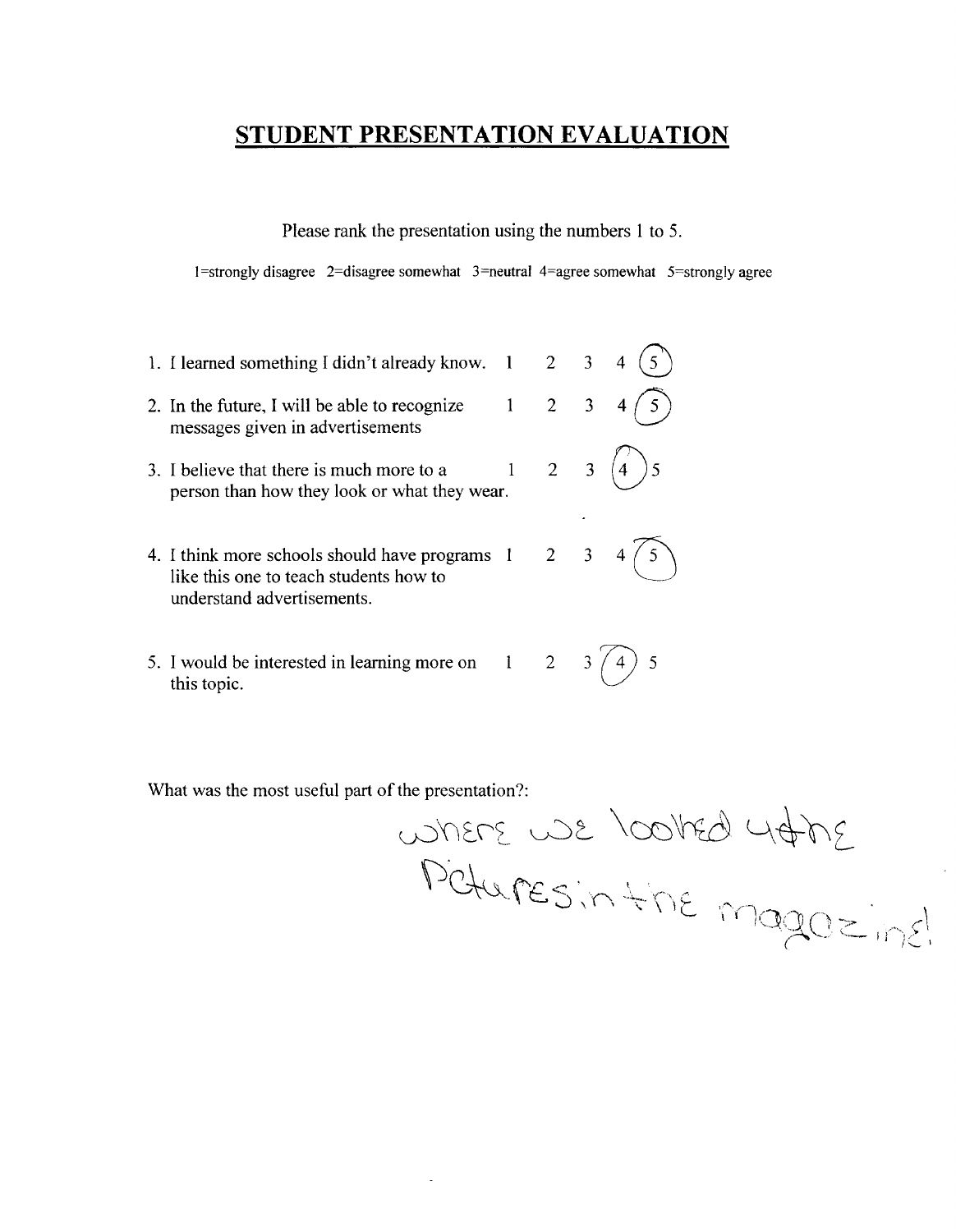# STUDENT PRESENTATION EVALUATION

Please rank the presentation using the numbers 1 to 5.

1=strongly disagree 2=disagree somewhat 3=neutral 4=agree somewhat 5=strongly agree

1. I learned something I didn't already know. 1 2 3 4 (5)
2. In the future, I will be able to recognize messages given in advertisements 1 2 3 4 (5)
3. I believe that there is much more to a person than how they look or what they wear. 1 2 3 (4) 5
4. I think more schools should have programs like this one to teach students how to understand advertisements. 1 2 3 4 (5)
5. I would be interested in learning more on this topic. 1 2 3 (4) 5

What was the most useful part of the presentation?:

where we looked at the Pctures in the magazine!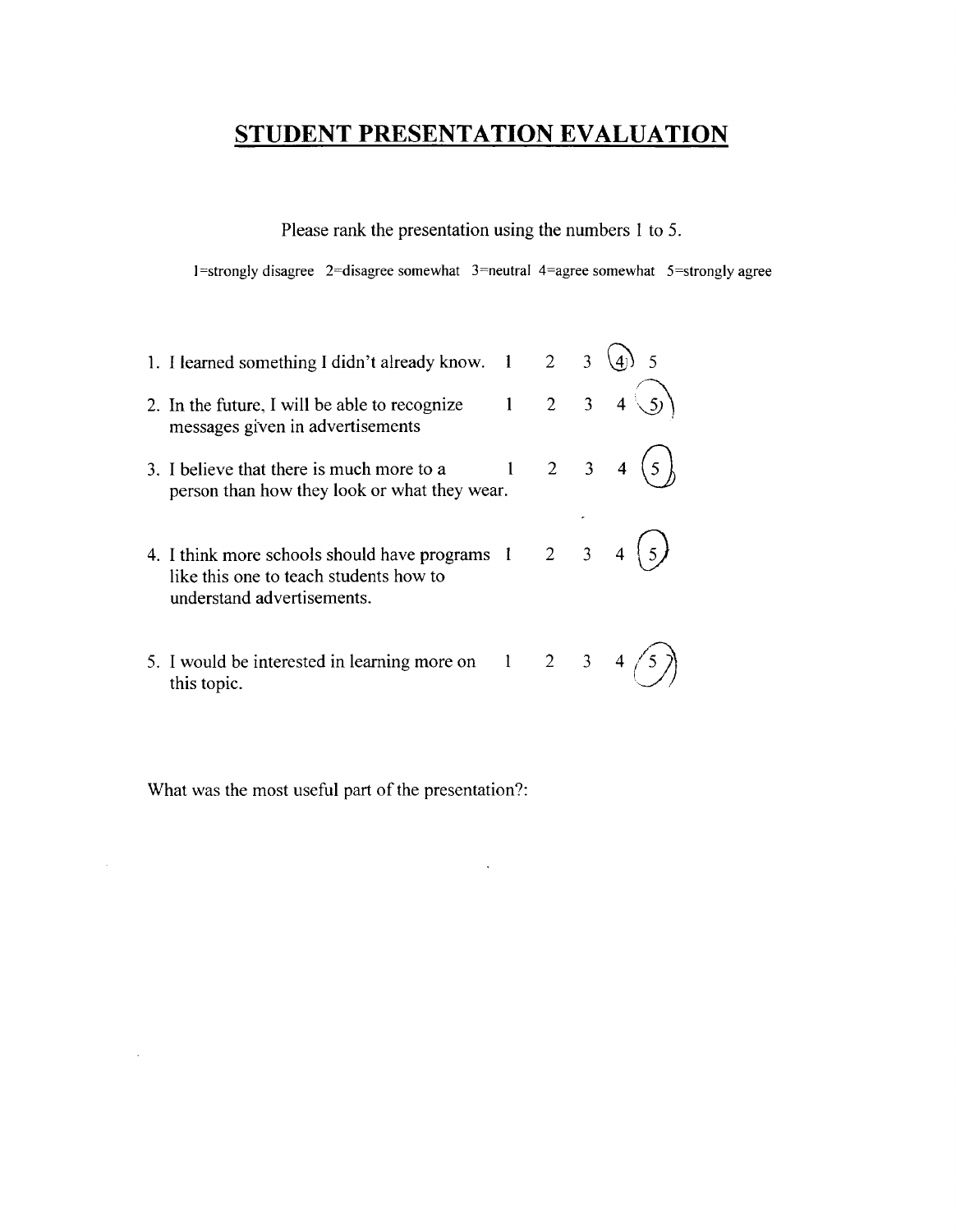# STUDENT PRESENTATION EVALUATION

Please rank the presentation using the numbers 1 to 5.

1=strongly disagree 2=disagree somewhat 3=neutral 4=agree somewhat 5=strongly agree

| Statement | | | | | |
|---|---|---|---|---|---|
| 1. I learned something I didn't already know. | 1 | 2 | 3 | (4) | 5 |
| 2. In the future, I will be able to recognize messages given in advertisements | 1 | 2 | 3 | 4 | (5) |
| 3. I believe that there is much more to a person than how they look or what they wear. | 1 | 2 | 3 | 4 | (5) |
| 4. I think more schools should have programs like this one to teach students how to understand advertisements. | 1 | 2 | 3 | 4 | (5) |
| 5. I would be interested in learning more on this topic. | 1 | 2 | 3 | 4 | (5) |

What was the most useful part of the presentation?: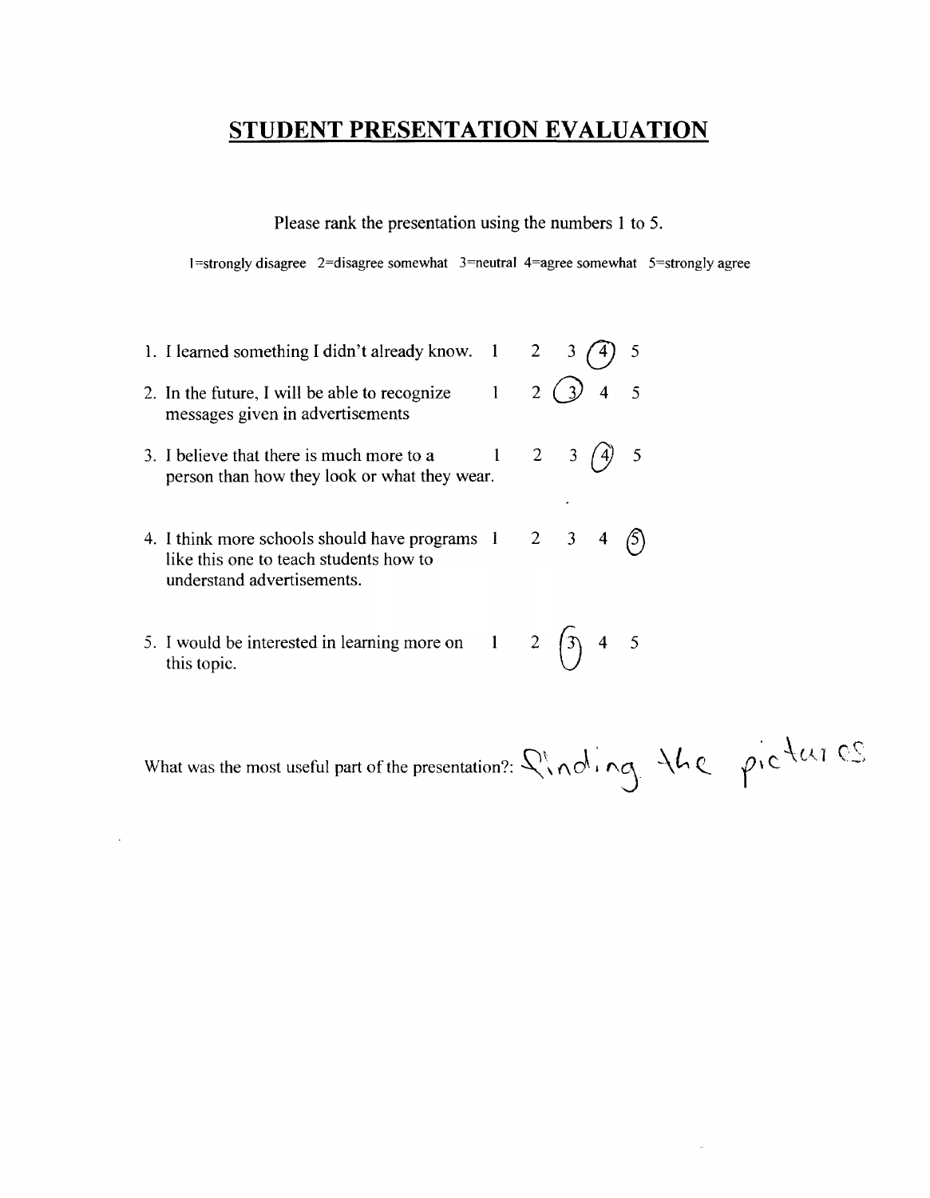## STUDENT PRESENTATION EVALUATION

Please rank the presentation using the numbers 1 to 5.

1=strongly disagree  2=disagree somewhat  3=neutral  4=agree somewhat  5=strongly agree

| Statement | | | | | |
|---|---|---|---|---|---|
| 1. I learned something I didn't already know. | 1 | 2 | 3 | (4) | 5 |
| 2. In the future, I will be able to recognize messages given in advertisements | 1 | 2 | (3) | 4 | 5 |
| 3. I believe that there is much more to a person than how they look or what they wear. | 1 | 2 | 3 | (4) | 5 |
| 4. I think more schools should have programs like this one to teach students how to understand advertisements. | 1 | 2 | 3 | 4 | (5) |
| 5. I would be interested in learning more on this topic. | 1 | 2 | (3) | 4 | 5 |

What was the most useful part of the presentation?: finding the pictures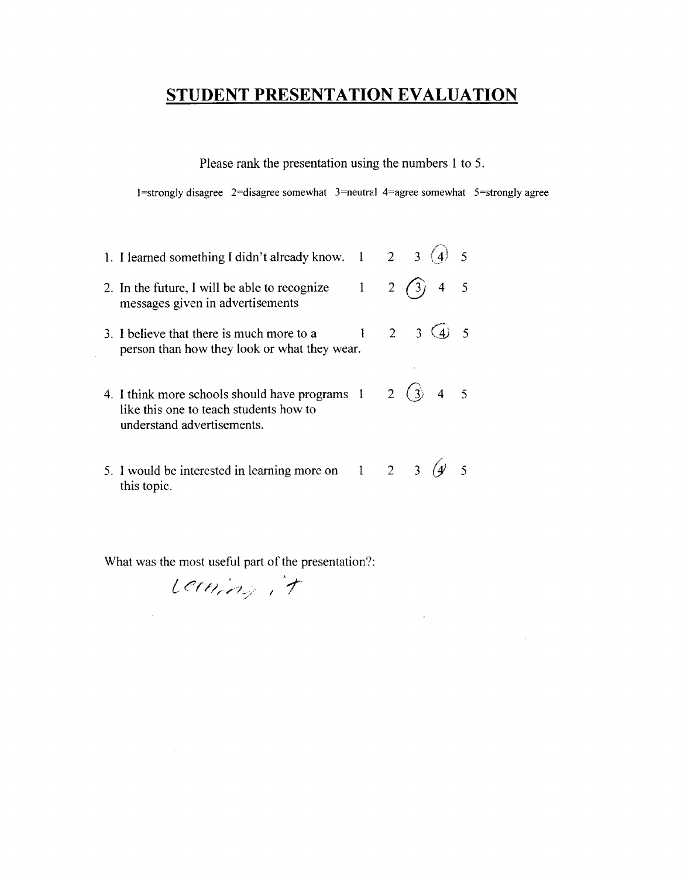# STUDENT PRESENTATION EVALUATION

Please rank the presentation using the numbers 1 to 5.

1=strongly disagree 2=disagree somewhat 3=neutral 4=agree somewhat 5=strongly agree

| Statement | | | | | |
|---|---|---|---|---|---|
| 1. I learned something I didn't already know. | 1 | 2 | 3 | (4) | 5 |
| 2. In the future, I will be able to recognize messages given in advertisements | 1 | 2 | (3) | 4 | 5 |
| 3. I believe that there is much more to a person than how they look or what they wear. | 1 | 2 | 3 | (4) | 5 |
| 4. I think more schools should have programs like this one to teach students how to understand advertisements. | 1 | 2 | (3) | 4 | 5 |
| 5. I would be interested in learning more on this topic. | 1 | 2 | 3 | (4) | 5 |

What was the most useful part of the presentation?:

Lerning it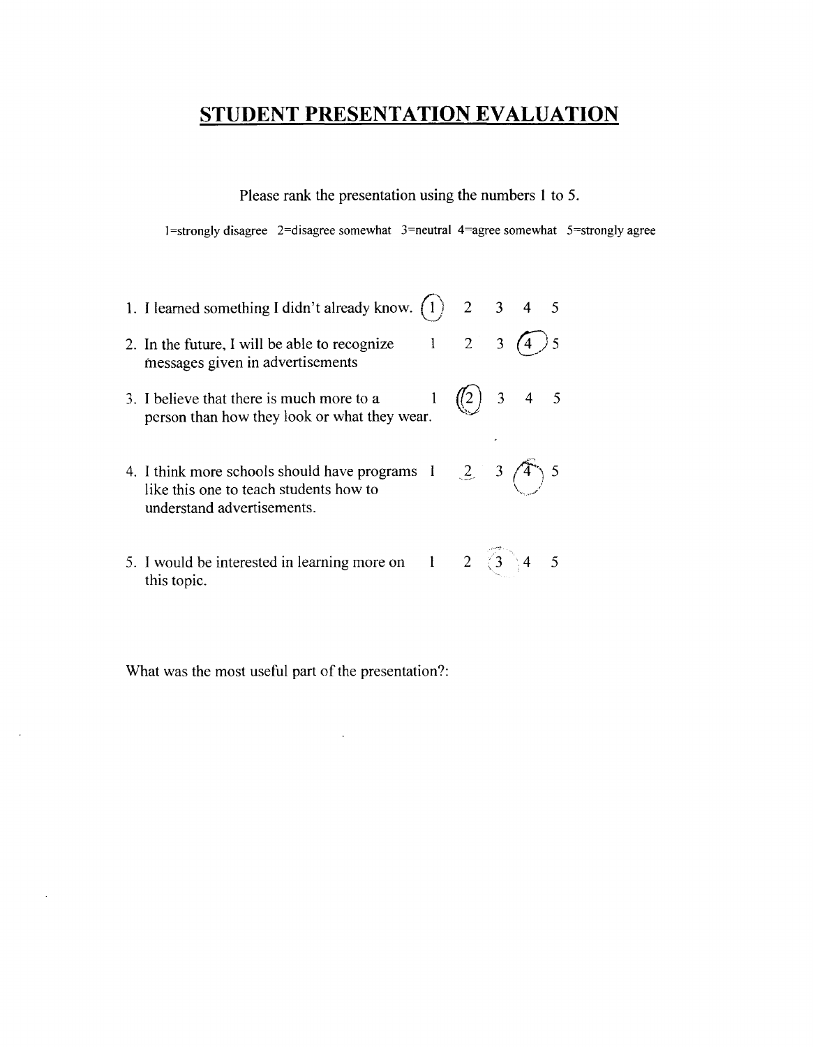# STUDENT PRESENTATION EVALUATION

Please rank the presentation using the numbers 1 to 5.

1=strongly disagree 2=disagree somewhat 3=neutral 4=agree somewhat 5=strongly agree

1. I learned something I didn't already know. (1) 2 3 4 5
2. In the future, I will be able to recognize messages given in advertisements 1 2 3 (4) 5
3. I believe that there is much more to a person than how they look or what they wear. 1 (2) 3 4 5
4. I think more schools should have programs like this one to teach students how to understand advertisements. 1 2 3 (4) 5
5. I would be interested in learning more on this topic. 1 2 (3) 4 5

What was the most useful part of the presentation?: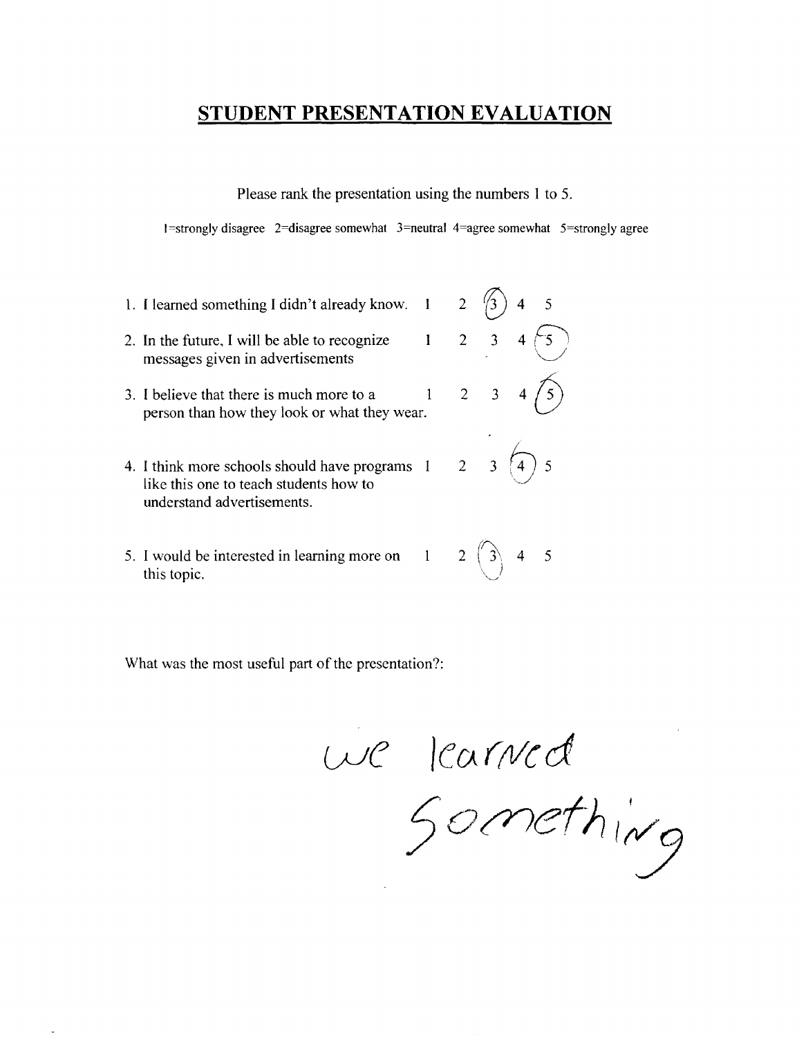# STUDENT PRESENTATION EVALUATION

Please rank the presentation using the numbers 1 to 5.

1=strongly disagree 2=disagree somewhat 3=neutral 4=agree somewhat 5=strongly agree

| Statement | | | | | |
|---|---|---|---|---|---|
| 1. I learned something I didn't already know. | 1 | 2 | (3) | 4 | 5 |
| 2. In the future, I will be able to recognize messages given in advertisements | 1 | 2 | 3 | 4 | (5) |
| 3. I believe that there is much more to a person than how they look or what they wear. | 1 | 2 | 3 | 4 | (5) |
| 4. I think more schools should have programs like this one to teach students how to understand advertisements. | 1 | 2 | 3 | (4) | 5 |
| 5. I would be interested in learning more on this topic. | 1 | 2 | (3) | 4 | 5 |

What was the most useful part of the presentation?:

we learned something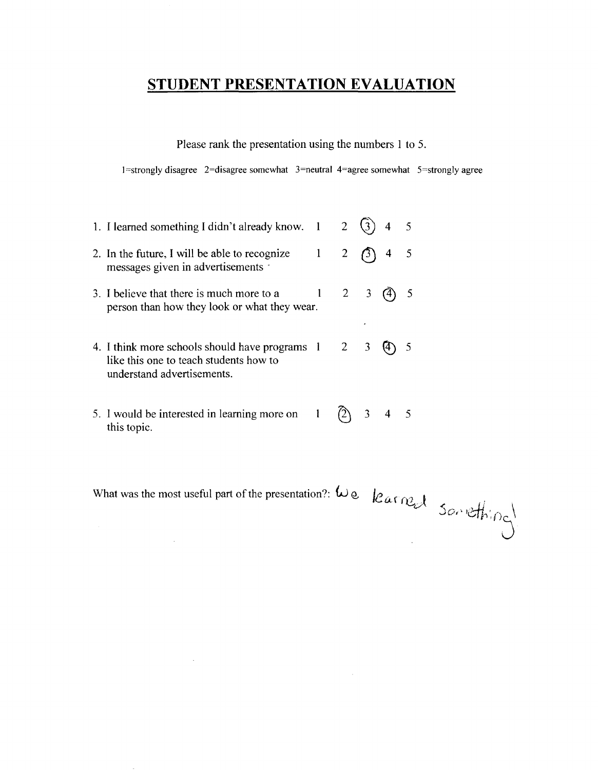# STUDENT PRESENTATION EVALUATION

Please rank the presentation using the numbers 1 to 5.

1=strongly disagree 2=disagree somewhat 3=neutral 4=agree somewhat 5=strongly agree

| Statement | 1 | 2 | 3 | 4 | 5 |
|---|---|---|---|---|---|
| 1. I learned something I didn't already know. | 1 | 2 | (3) | 4 | 5 |
| 2. In the future, I will be able to recognize messages given in advertisements | 1 | 2 | (3) | 4 | 5 |
| 3. I believe that there is much more to a person than how they look or what they wear. | 1 | 2 | 3 | (4) | 5 |
| 4. I think more schools should have programs like this one to teach students how to understand advertisements. | 1 | 2 | 3 | (4) | 5 |
| 5. I would be interested in learning more on this topic. | 1 | (2) | 3 | 4 | 5 |

What was the most useful part of the presentation?: We learned something!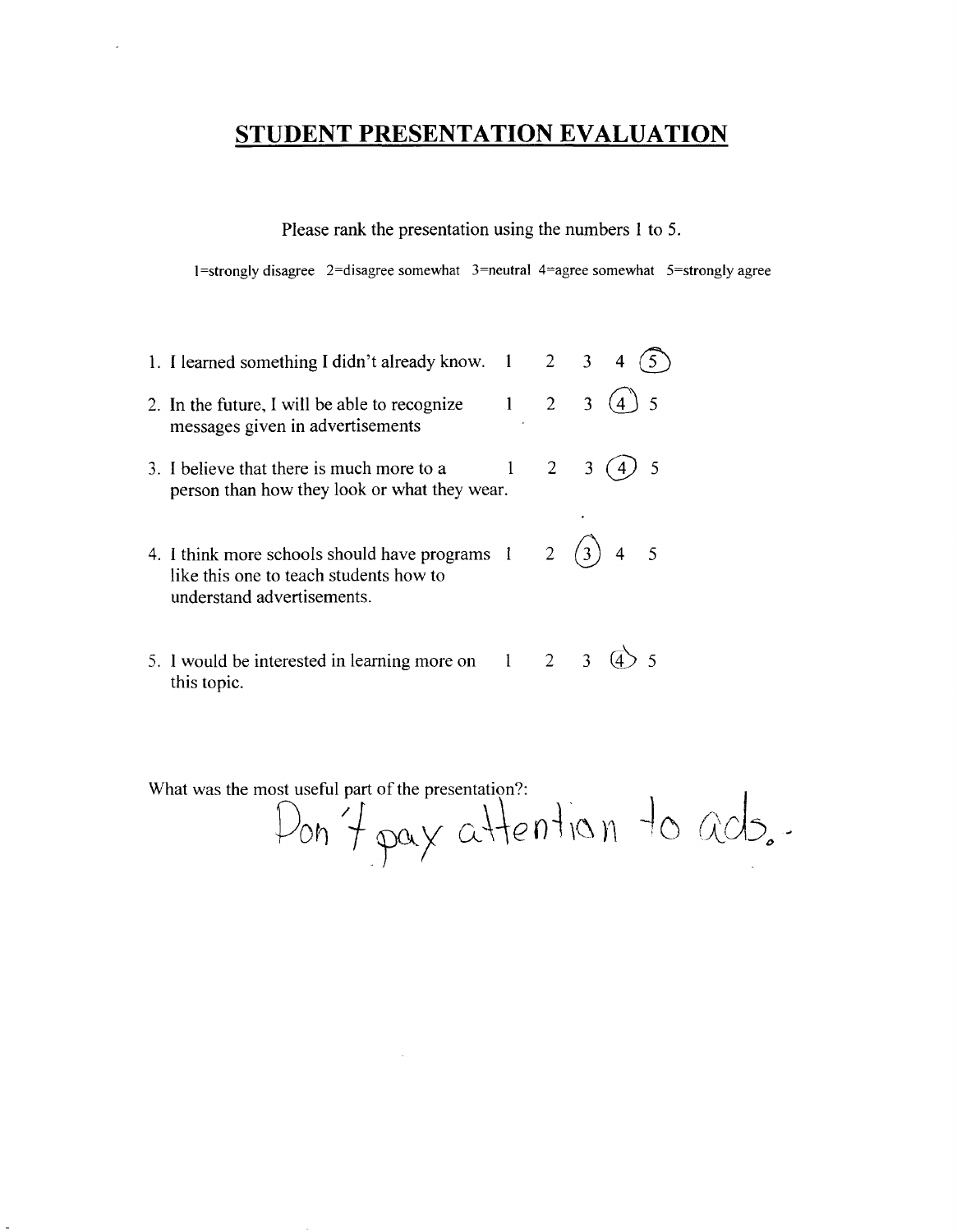# STUDENT PRESENTATION EVALUATION

Please rank the presentation using the numbers 1 to 5.

1=strongly disagree 2=disagree somewhat 3=neutral 4=agree somewhat 5=strongly agree

| Statement | 1 | 2 | 3 | 4 | 5 |
|---|---|---|---|---|---|
| 1. I learned something I didn't already know. | 1 | 2 | 3 | 4 | (5) |
| 2. In the future, I will be able to recognize messages given in advertisements | 1 | 2 | 3 | (4) | 5 |
| 3. I believe that there is much more to a person than how they look or what they wear. | 1 | 2 | 3 | (4) | 5 |
| 4. I think more schools should have programs like this one to teach students how to understand advertisements. | 1 | 2 | (3) | 4 | 5 |
| 5. I would be interested in learning more on this topic. | 1 | 2 | 3 | (4) | 5 |

What was the most useful part of the presentation?: Don't pay attention to ads.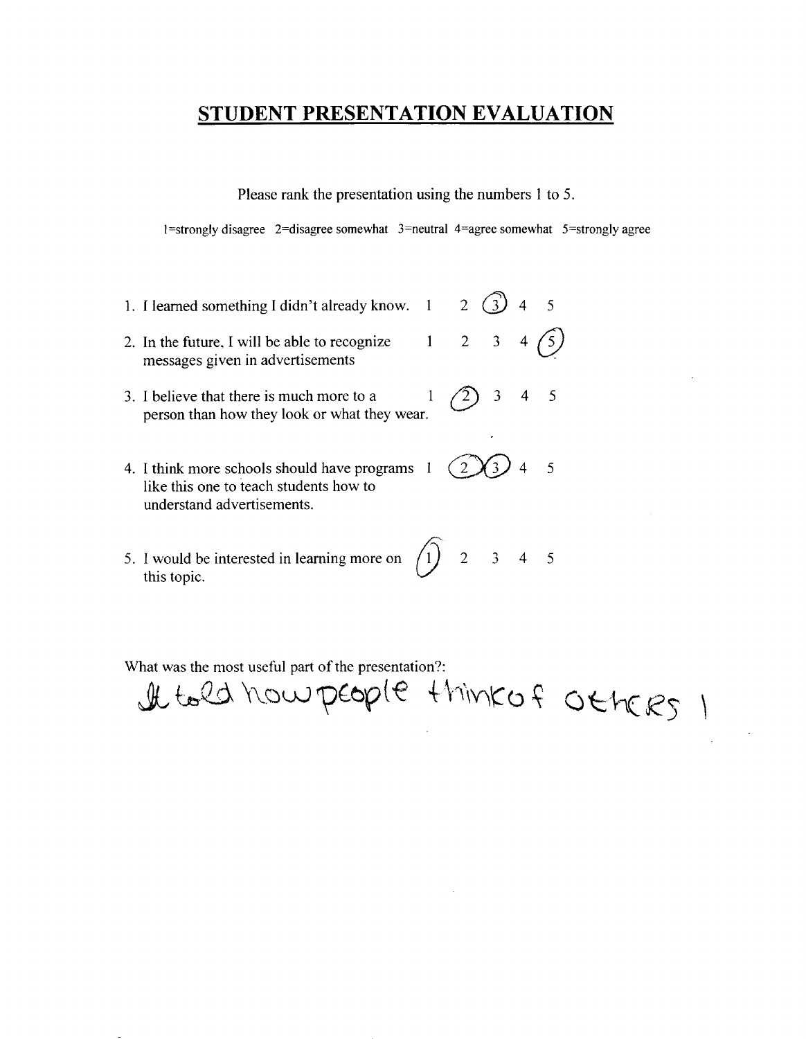# STUDENT PRESENTATION EVALUATION

Please rank the presentation using the numbers 1 to 5.

1=strongly disagree 2=disagree somewhat 3=neutral 4=agree somewhat 5=strongly agree

1. I learned something I didn't already know. 1 2 (3) 4 5
2. In the future, I will be able to recognize messages given in advertisements 1 2 3 4 (5)
3. I believe that there is much more to a person than how they look or what they wear. 1 (2) 3 4 5
4. I think more schools should have programs like this one to teach students how to understand advertisements. 1 (2)(3) 4 5
5. I would be interested in learning more on this topic. (1) 2 3 4 5

What was the most useful part of the presentation?:

It told how people think of others !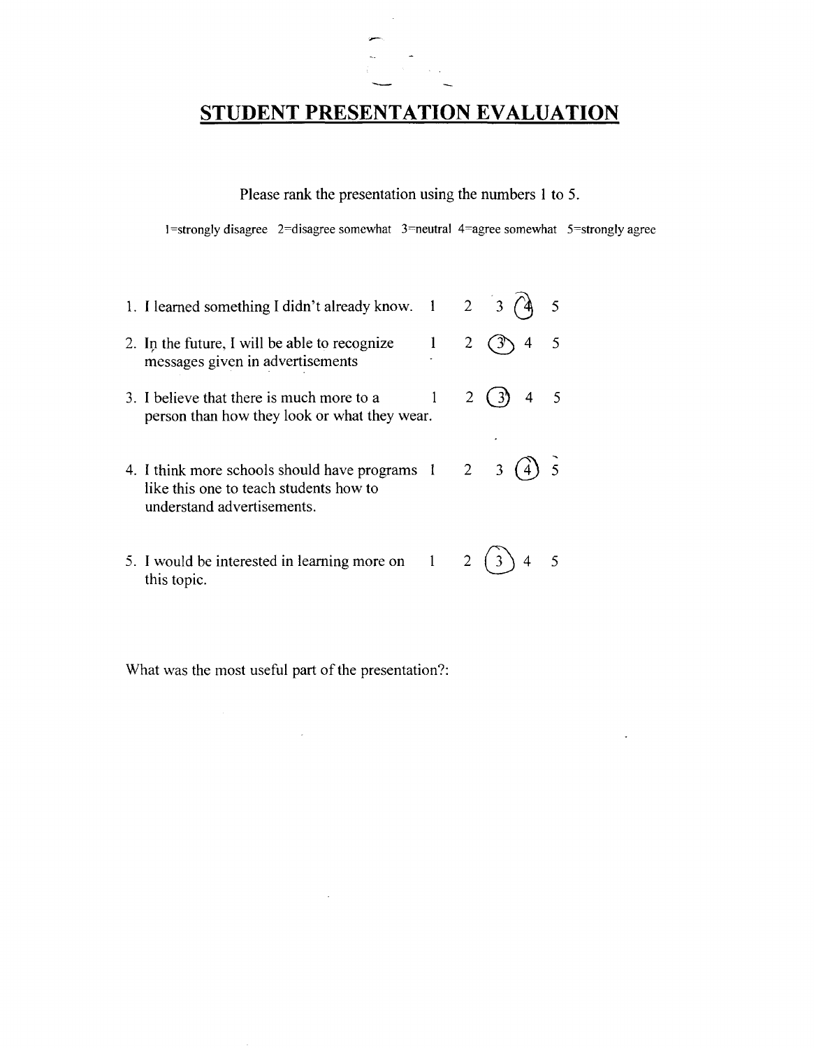# STUDENT PRESENTATION EVALUATION

Please rank the presentation using the numbers 1 to 5.

1=strongly disagree 2=disagree somewhat 3=neutral 4=agree somewhat 5=strongly agree

| Statement | | | | | |
|---|---|---|---|---|---|
| 1. I learned something I didn't already know. | 1 | 2 | 3 | (4) | 5 |
| 2. In the future, I will be able to recognize messages given in advertisements | 1 | 2 | (3) | 4 | 5 |
| 3. I believe that there is much more to a person than how they look or what they wear. | 1 | 2 | (3) | 4 | 5 |
| 4. I think more schools should have programs like this one to teach students how to understand advertisements. | 1 | 2 | 3 | (4) | 5 |
| 5. I would be interested in learning more on this topic. | 1 | 2 | (3) | 4 | 5 |

What was the most useful part of the presentation?: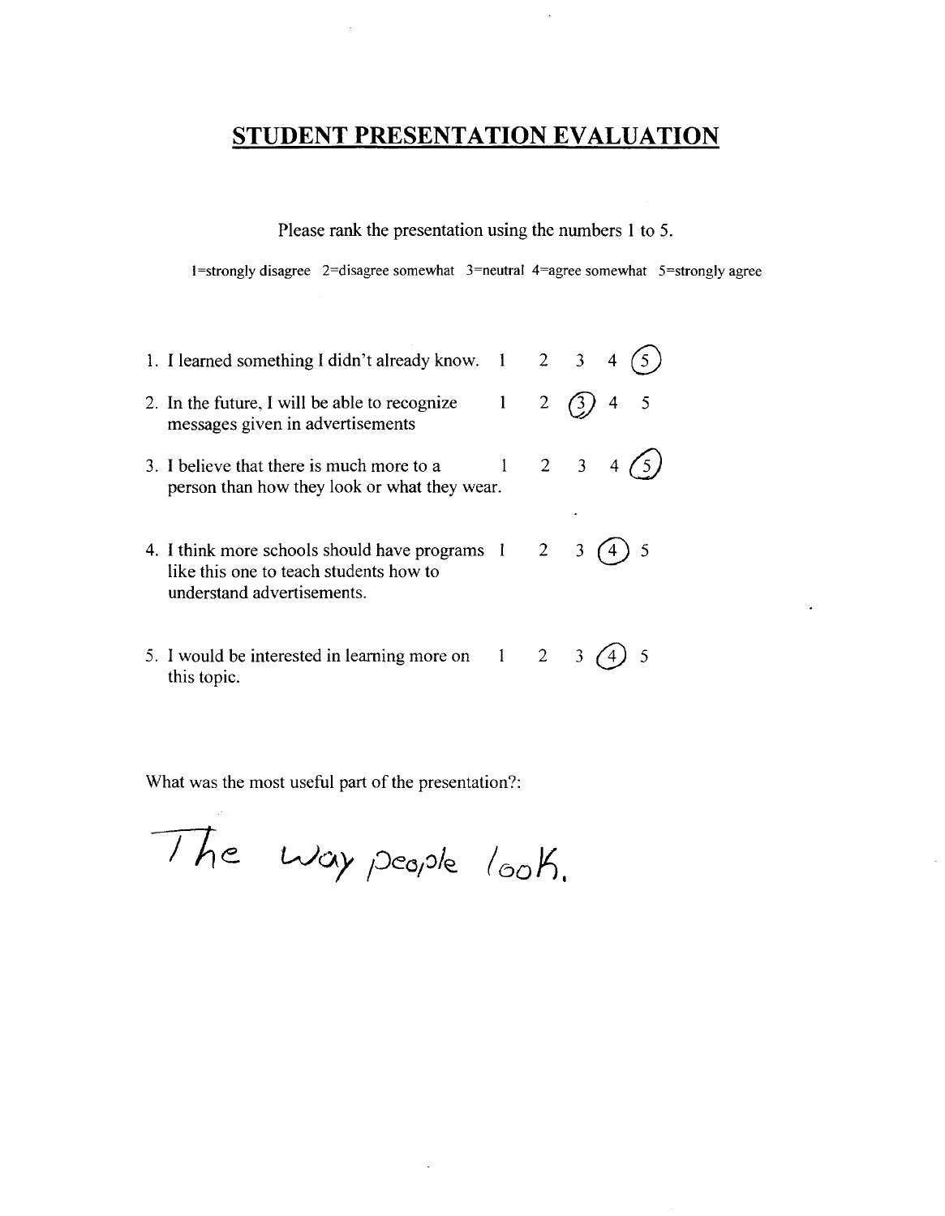# STUDENT PRESENTATION EVALUATION

Please rank the presentation using the numbers 1 to 5.

1=strongly disagree 2=disagree somewhat 3=neutral 4=agree somewhat 5=strongly agree

| Statement | | | | | |
|---|---|---|---|---|---|
| 1. I learned something I didn't already know. | 1 | 2 | 3 | 4 | (5) |
| 2. In the future, I will be able to recognize messages given in advertisements | 1 | 2 | (3) | 4 | 5 |
| 3. I believe that there is much more to a person than how they look or what they wear. | 1 | 2 | 3 | 4 | (5) |
| 4. I think more schools should have programs like this one to teach students how to understand advertisements. | 1 | 2 | 3 | (4) | 5 |
| 5. I would be interested in learning more on this topic. | 1 | 2 | 3 | (4) | 5 |

What was the most useful part of the presentation?:

The way people look.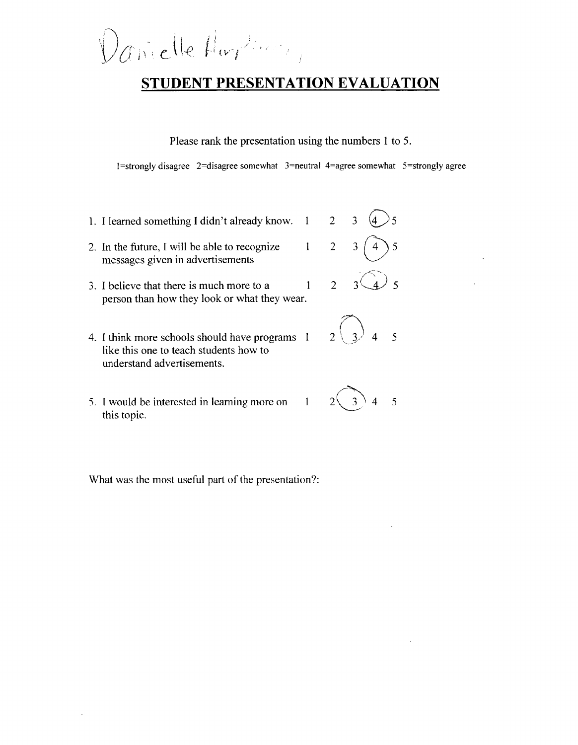Danielle H...

## STUDENT PRESENTATION EVALUATION

Please rank the presentation using the numbers 1 to 5.

1=strongly disagree 2=disagree somewhat 3=neutral 4=agree somewhat 5=strongly agree

| Statement | | | | | |
|---|---|---|---|---|---|
| 1. I learned something I didn't already know. | 1 | 2 | 3 | (4) | 5 |
| 2. In the future, I will be able to recognize messages given in advertisements | 1 | 2 | 3 | (4) | 5 |
| 3. I believe that there is much more to a person than how they look or what they wear. | 1 | 2 | 3 | (4) | 5 |
| 4. I think more schools should have programs like this one to teach students how to understand advertisements. | 1 | 2 | (3) | 4 | 5 |
| 5. I would be interested in learning more on this topic. | 1 | 2 | (3) | 4 | 5 |

What was the most useful part of the presentation?: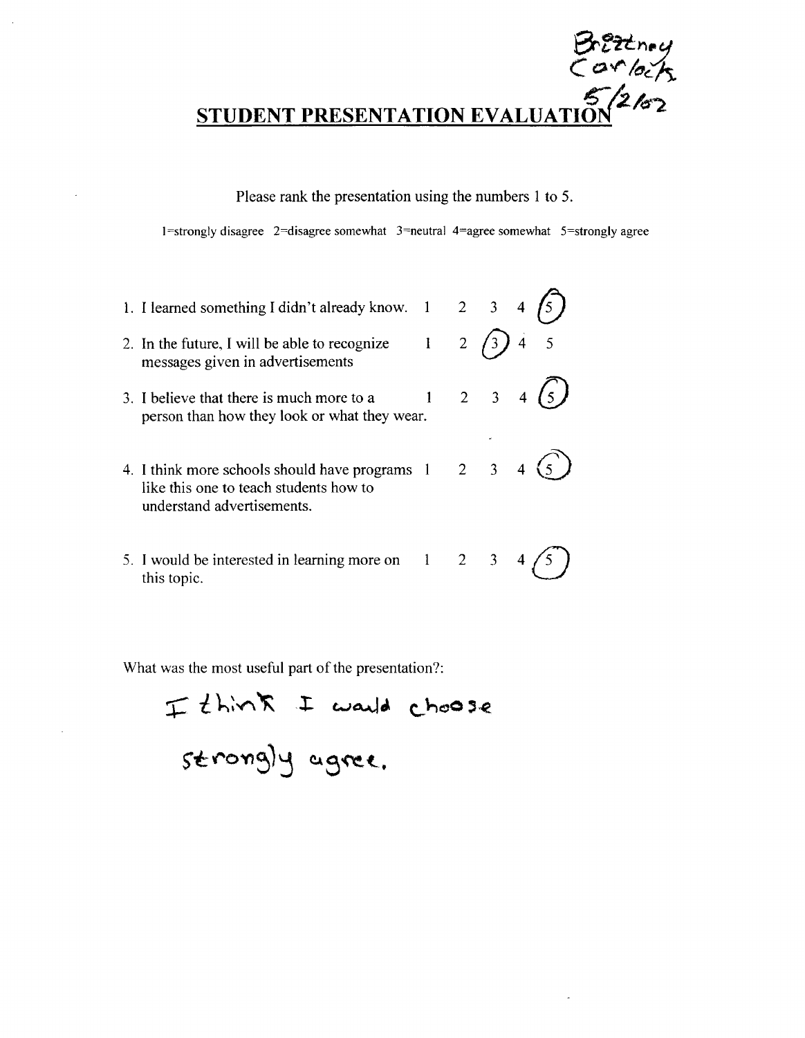Brittney Carlock
5/2/02

## STUDENT PRESENTATION EVALUATION

Please rank the presentation using the numbers 1 to 5.

1=strongly disagree 2=disagree somewhat 3=neutral 4=agree somewhat 5=strongly agree

| | | | | | |
|---|---|---|---|---|---|
| 1. I learned something I didn't already know. | 1 | 2 | 3 | 4 | (5) |
| 2. In the future, I will be able to recognize messages given in advertisements | 1 | 2 | (3) | 4 | 5 |
| 3. I believe that there is much more to a person than how they look or what they wear. | 1 | 2 | 3 | 4 | (5) |
| 4. I think more schools should have programs like this one to teach students how to understand advertisements. | 1 | 2 | 3 | 4 | (5) |
| 5. I would be interested in learning more on this topic. | 1 | 2 | 3 | 4 | (5) |

What was the most useful part of the presentation?:

I think I would choose strongly agree.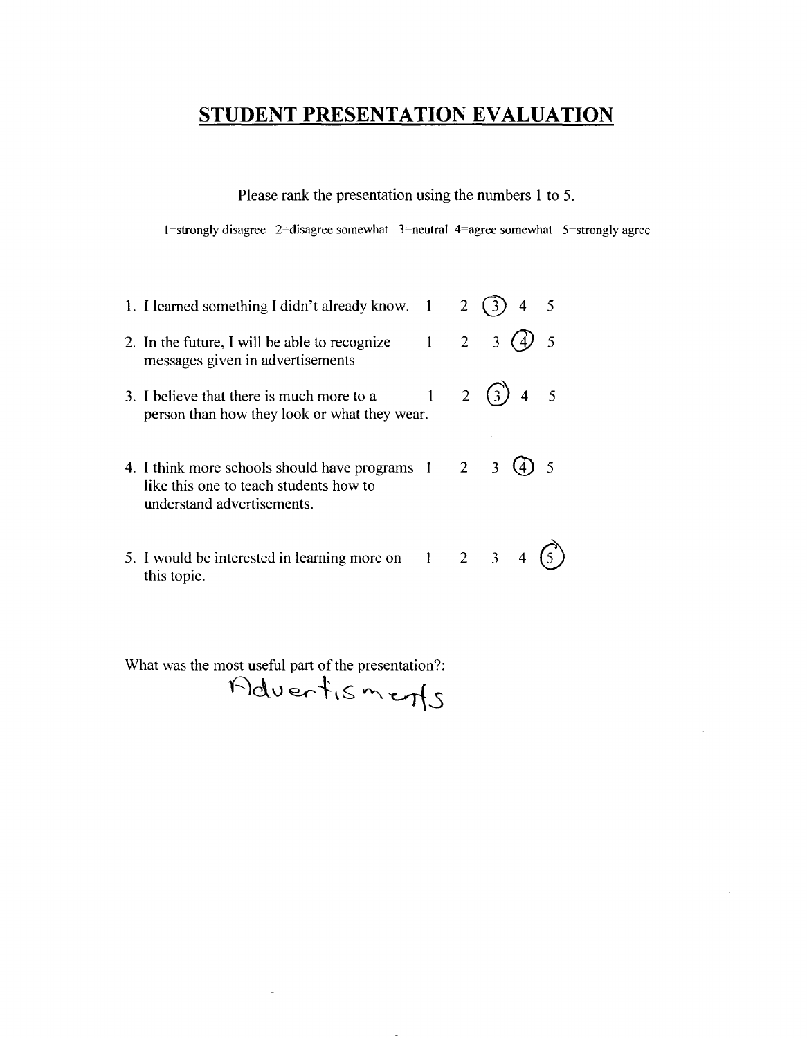# STUDENT PRESENTATION EVALUATION

Please rank the presentation using the numbers 1 to 5.

1=strongly disagree 2=disagree somewhat 3=neutral 4=agree somewhat 5=strongly agree

| Statement | 1 | 2 | 3 | 4 | 5 |
|---|---|---|---|---|---|
| 1. I learned something I didn't already know. | 1 | 2 | (3) | 4 | 5 |
| 2. In the future, I will be able to recognize messages given in advertisements | 1 | 2 | 3 | (4) | 5 |
| 3. I believe that there is much more to a person than how they look or what they wear. | 1 | 2 | (3) | 4 | 5 |
| 4. I think more schools should have programs like this one to teach students how to understand advertisements. | 1 | 2 | 3 | (4) | 5 |
| 5. I would be interested in learning more on this topic. | 1 | 2 | 3 | 4 | (5) |

What was the most useful part of the presentation?:
Advertisments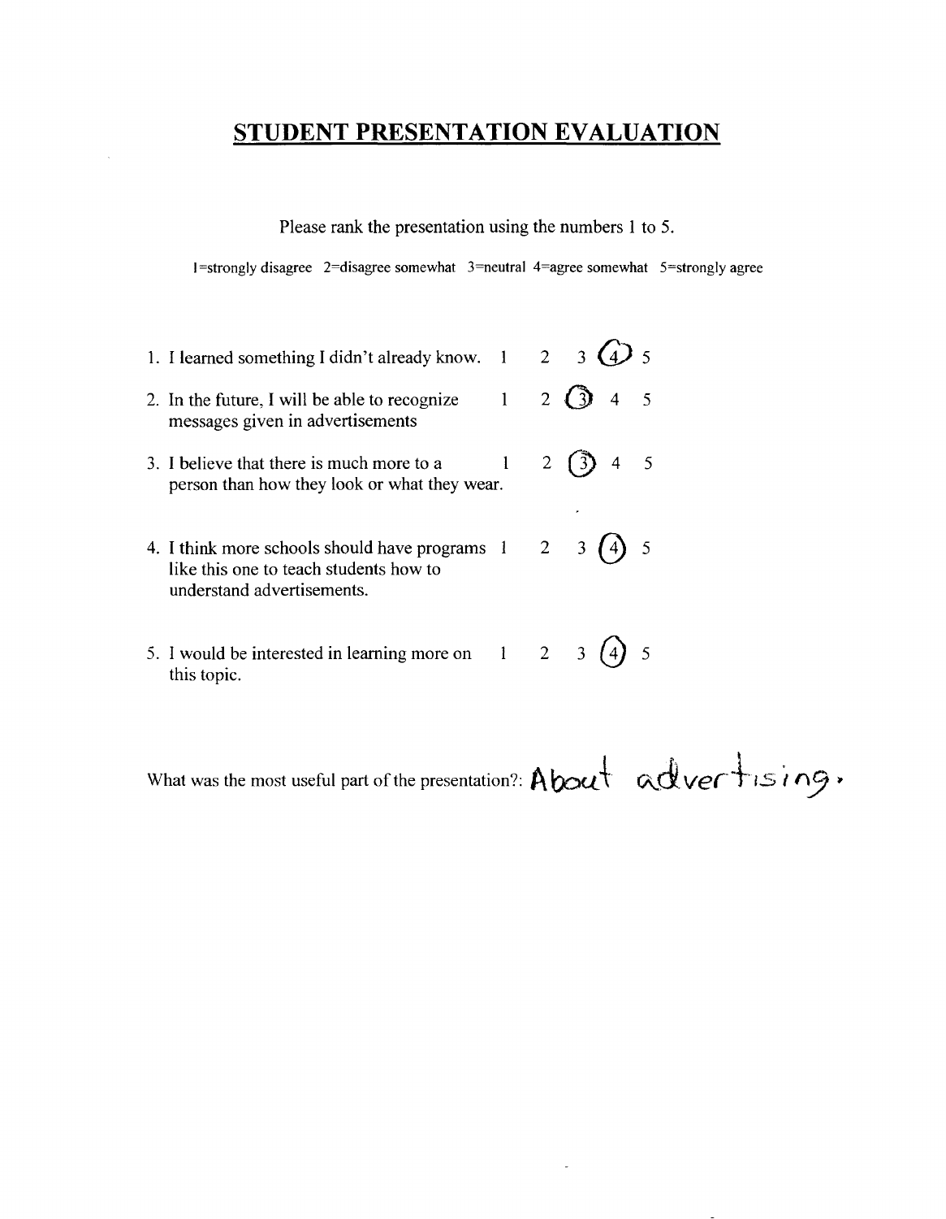# STUDENT PRESENTATION EVALUATION

Please rank the presentation using the numbers 1 to 5.

1=strongly disagree 2=disagree somewhat 3=neutral 4=agree somewhat 5=strongly agree

| Statement | 1 | 2 | 3 | 4 | 5 |
| --- | --- | --- | --- | --- | --- |
| 1. I learned something I didn't already know. | 1 | 2 | 3 | (4) | 5 |
| 2. In the future, I will be able to recognize messages given in advertisements | 1 | 2 | (3) | 4 | 5 |
| 3. I believe that there is much more to a person than how they look or what they wear. | 1 | 2 | (3) | 4 | 5 |
| 4. I think more schools should have programs like this one to teach students how to understand advertisements. | 1 | 2 | 3 | (4) | 5 |
| 5. I would be interested in learning more on this topic. | 1 | 2 | 3 | (4) | 5 |

What was the most useful part of the presentation?: About advertising.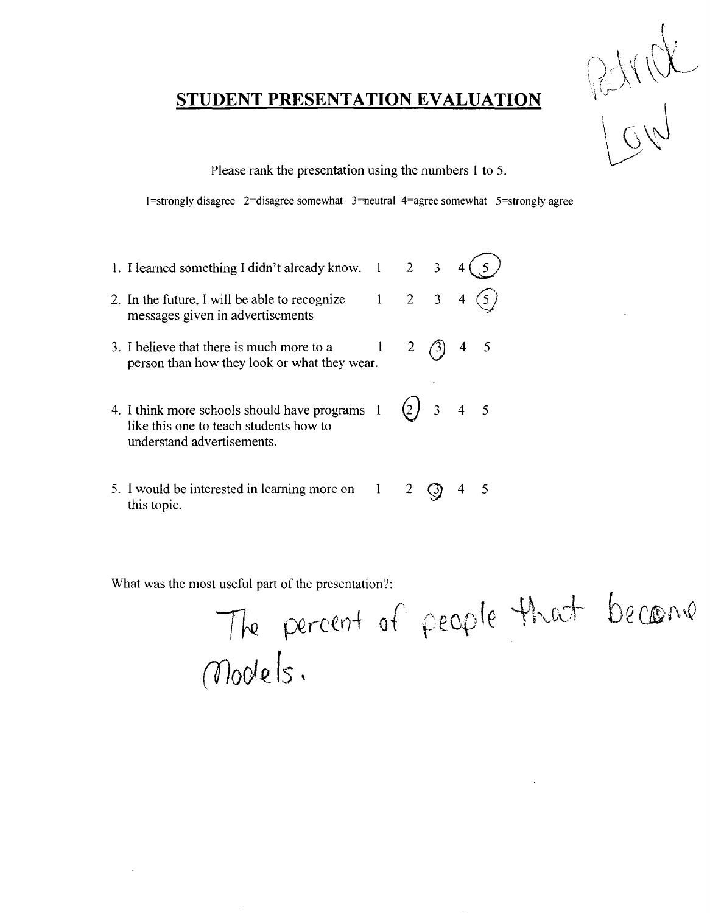Patrick Low

# STUDENT PRESENTATION EVALUATION

Please rank the presentation using the numbers 1 to 5.

1=strongly disagree 2=disagree somewhat 3=neutral 4=agree somewhat 5=strongly agree

1. I learned something I didn't already know. 1 2 3 4 (5)
2. In the future, I will be able to recognize messages given in advertisements 1 2 3 4 (5)
3. I believe that there is much more to a person than how they look or what they wear. 1 2 (3) 4 5
4. I think more schools should have programs like this one to teach students how to understand advertisements. 1 (2) 3 4 5
5. I would be interested in learning more on this topic. 1 2 (3) 4 5

What was the most useful part of the presentation?:

The percent of people that become models.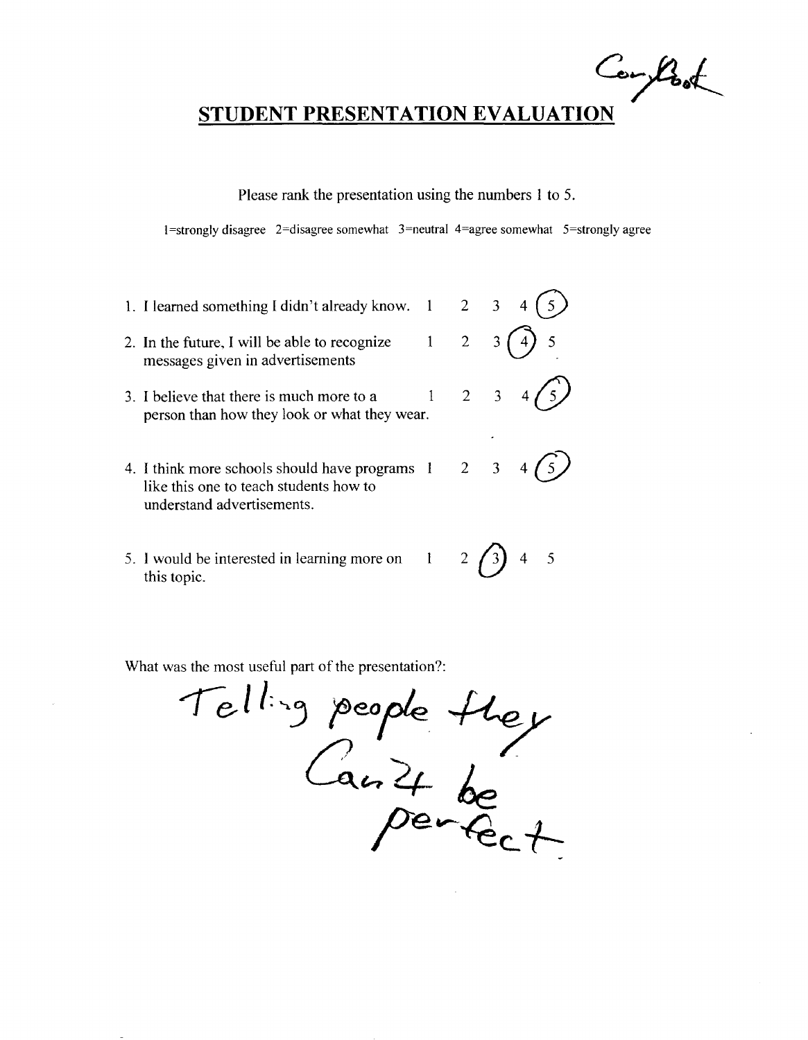Comfort

## STUDENT PRESENTATION EVALUATION

Please rank the presentation using the numbers 1 to 5.

1=strongly disagree 2=disagree somewhat 3=neutral 4=agree somewhat 5=strongly agree

| Statement | 1 | 2 | 3 | 4 | 5 |
|---|---|---|---|---|---|
| 1. I learned something I didn't already know. | 1 | 2 | 3 | 4 | (5) |
| 2. In the future, I will be able to recognize messages given in advertisements | 1 | 2 | 3 | (4) | 5 |
| 3. I believe that there is much more to a person than how they look or what they wear. | 1 | 2 | 3 | 4 | (5) |
| 4. I think more schools should have programs like this one to teach students how to understand advertisements. | 1 | 2 | 3 | 4 | (5) |
| 5. I would be interested in learning more on this topic. | 1 | 2 | (3) | 4 | 5 |

What was the most useful part of the presentation?:

Telling people they Can't be perfect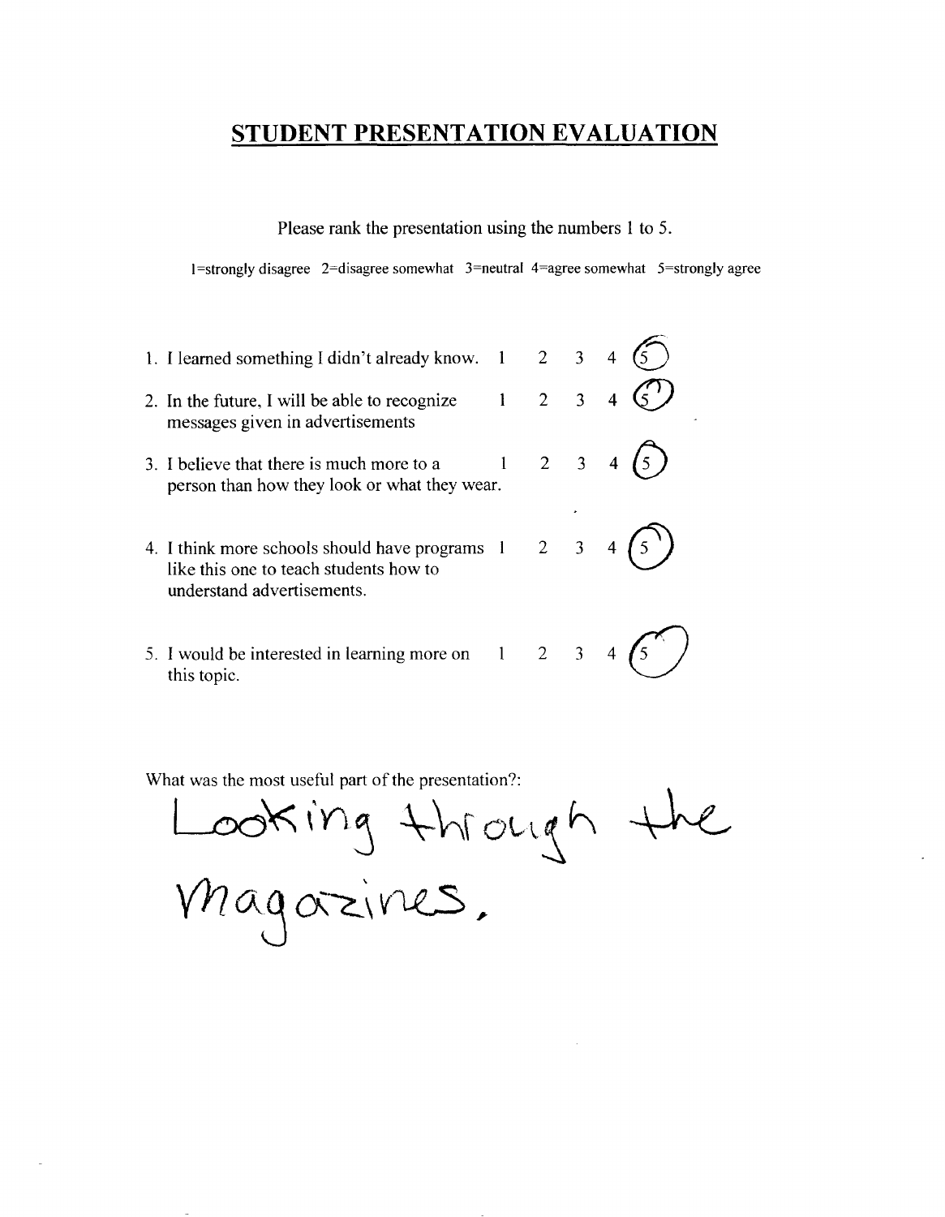# STUDENT PRESENTATION EVALUATION

Please rank the presentation using the numbers 1 to 5.

1=strongly disagree 2=disagree somewhat 3=neutral 4=agree somewhat 5=strongly agree

| Statement | | | | | |
|---|---|---|---|---|---|
| 1. I learned something I didn't already know. | 1 | 2 | 3 | 4 | (5) |
| 2. In the future, I will be able to recognize messages given in advertisements | 1 | 2 | 3 | 4 | (5) |
| 3. I believe that there is much more to a person than how they look or what they wear. | 1 | 2 | 3 | 4 | (5) |
| 4. I think more schools should have programs like this one to teach students how to understand advertisements. | 1 | 2 | 3 | 4 | (5) |
| 5. I would be interested in learning more on this topic. | 1 | 2 | 3 | 4 | (5) |

What was the most useful part of the presentation?:

Looking through the magazines.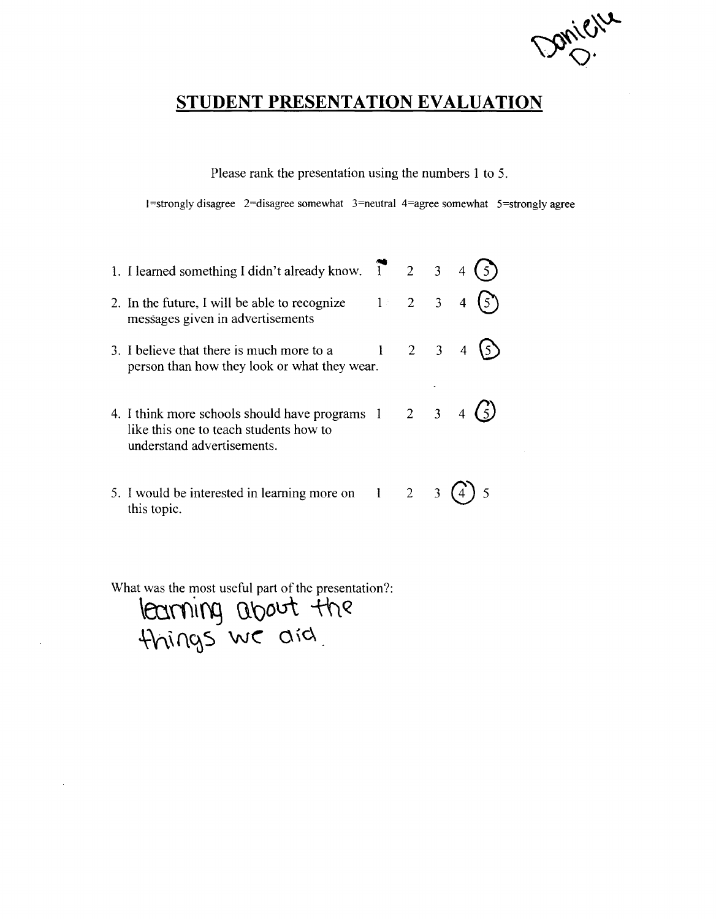Danielle D.

# STUDENT PRESENTATION EVALUATION

Please rank the presentation using the numbers 1 to 5.

1=strongly disagree 2=disagree somewhat 3=neutral 4=agree somewhat 5=strongly agree

| Statement | 1 | 2 | 3 | 4 | 5 |
|---|---|---|---|---|---|
| 1. I learned something I didn't already know. | 1 | 2 | 3 | 4 | (5) |
| 2. In the future, I will be able to recognize messages given in advertisements | 1 | 2 | 3 | 4 | (5) |
| 3. I believe that there is much more to a person than how they look or what they wear. | 1 | 2 | 3 | 4 | (5) |
| 4. I think more schools should have programs like this one to teach students how to understand advertisements. | 1 | 2 | 3 | 4 | (5) |
| 5. I would be interested in learning more on this topic. | 1 | 2 | 3 | (4) | 5 |

What was the most useful part of the presentation?:
learning about the things we did.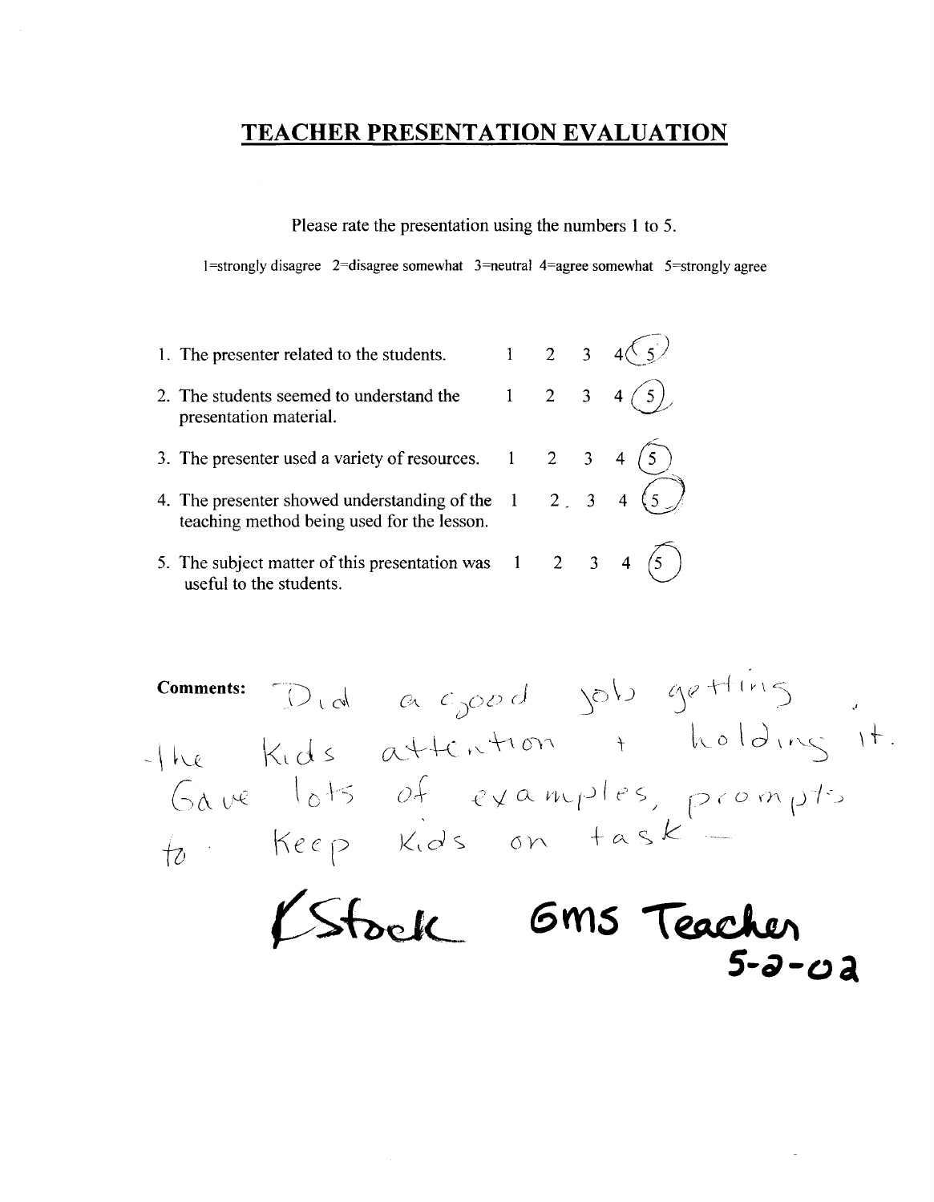# TEACHER PRESENTATION EVALUATION

Please rate the presentation using the numbers 1 to 5.

1=strongly disagree 2=disagree somewhat 3=neutral 4=agree somewhat 5=strongly agree

| | | | | | |
|---|---|---|---|---|---|
| 1. The presenter related to the students. | 1 | 2 | 3 | 4 | (5) |
| 2. The students seemed to understand the presentation material. | 1 | 2 | 3 | 4 | (5) |
| 3. The presenter used a variety of resources. | 1 | 2 | 3 | 4 | (5) |
| 4. The presenter showed understanding of the teaching method being used for the lesson. | 1 | 2 | 3 | 4 | (5) |
| 5. The subject matter of this presentation was useful to the students. | 1 | 2 | 3 | 4 | (5) |

**Comments:** Did a good job getting the kids attention + holding it. Gave lots of examples, prompts to keep kids on task —

K Stock GMS Teacher
5-2-02